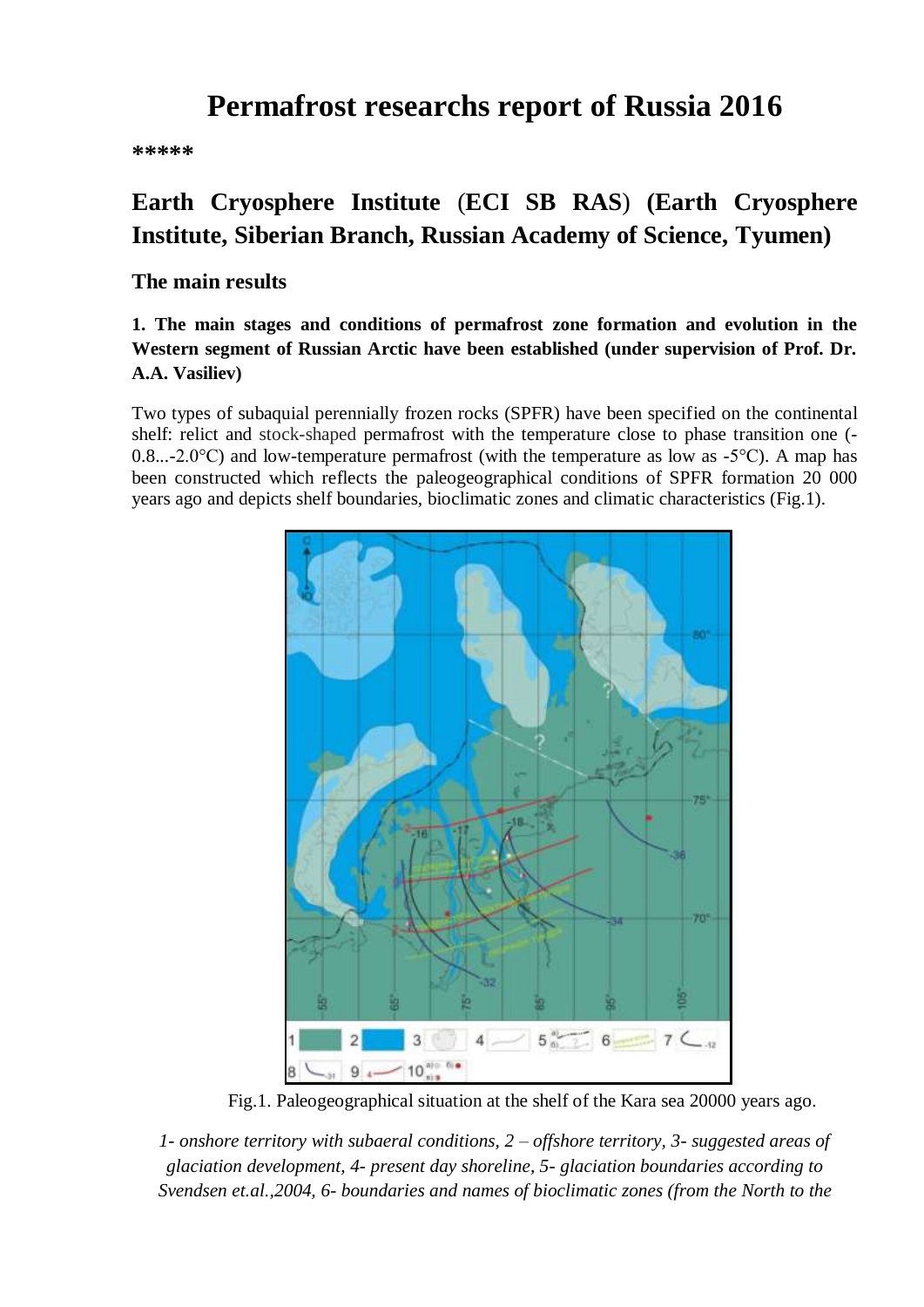# Permafrost researchs report of Russia 2016

*****

## Earth Cryosphere Institute (ECI SB RAS) (Earth Cryosphere Institute, Siberian Branch, Russian Academy of Science, Tyumen)

### The main results

**1. The main stages and conditions of permafrost zone formation and evolution in the Western segment of Russian Arctic have been established (under supervision of Prof. Dr. A.A. Vasiliev)**

Two types of subaquial perennially frozen rocks (SPFR) have been specified on the continental shelf: relict and stock-shaped permafrost with the temperature close to phase transition one (-0.8...-2.0°C) and low-temperature permafrost (with the temperature as low as -5°C). A map has been constructed which reflects the paleogeographical conditions of SPFR formation 20 000 years ago and depicts shelf boundaries, bioclimatic zones and climatic characteristics (Fig.1).

Fig.1. Paleogeographical situation at the shelf of the Kara sea 20000 years ago.

*1- onshore territory with subaeral conditions, 2 – offshore territory, 3- suggested areas of glaciation development, 4- present day shoreline, 5- glaciation boundaries according to Svendsen et.al.,2004, 6- boundaries and names of bioclimatic zones (from the North to the*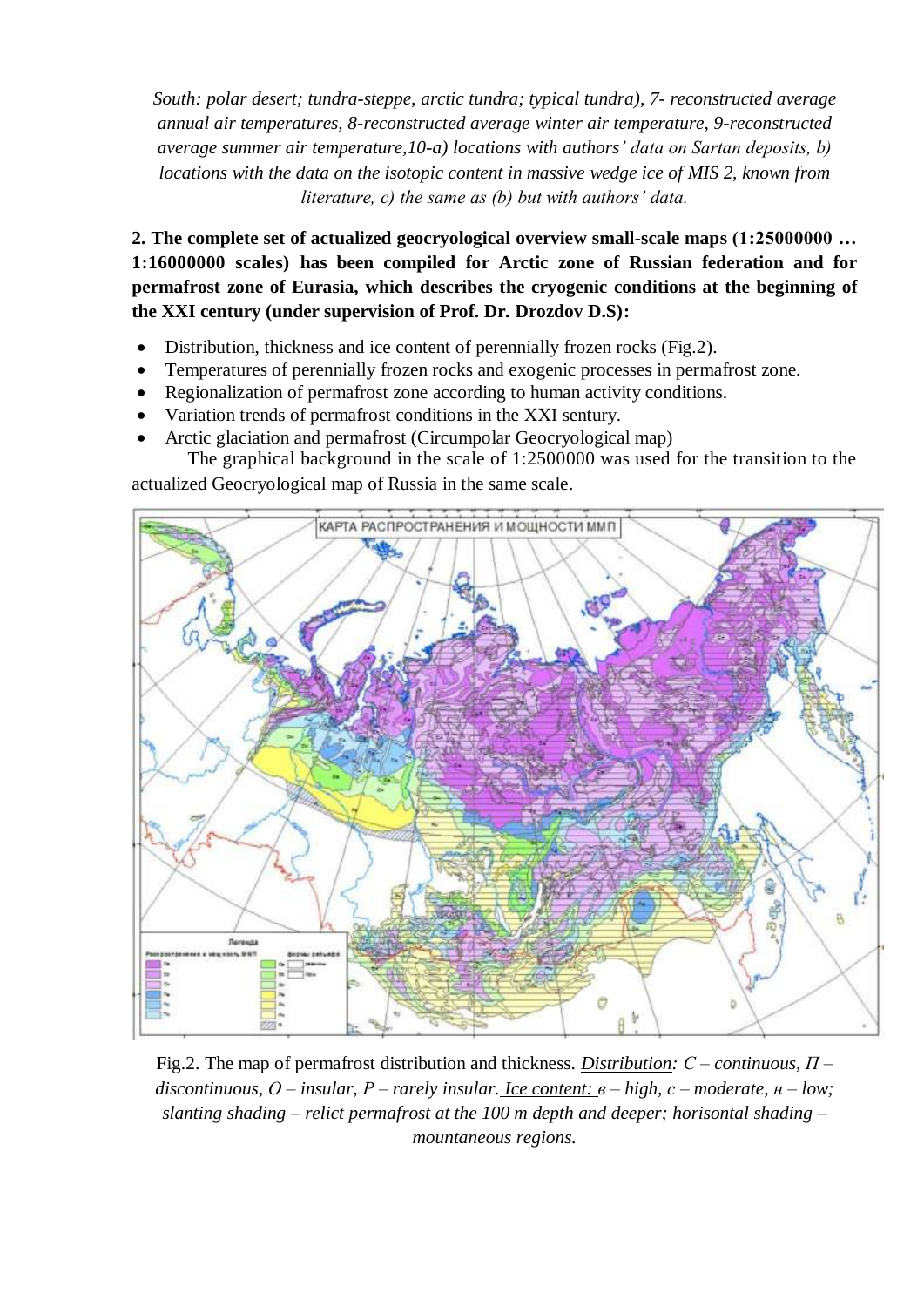*South: polar desert; tundra-steppe, arctic tundra; typical tundra), 7- reconstructed average annual air temperatures, 8-reconstructed average winter air temperature, 9-reconstructed average summer air temperature,10-a) locations with authors' data on Sartan deposits, b) locations with the data on the isotopic content in massive wedge ice of MIS 2, known from literature, c) the same as (b) but with authors' data.*

**2. The complete set of actualized geocryological overview small-scale maps (1:25000000 … 1:16000000 scales) has been compiled for Arctic zone of Russian federation and for permafrost zone of Eurasia, which describes the cryogenic conditions at the beginning of the XXI century (under supervision of Prof. Dr. Drozdov D.S):**

- Distribution, thickness and ice content of perennially frozen rocks (Fig.2).
- Temperatures of perennially frozen rocks and exogenic processes in permafrost zone.
- Regionalization of permafrost zone according to human activity conditions.
- Variation trends of permafrost conditions in the XXI sentury.
- Arctic glaciation and permafrost (Circumpolar Geocryological map)

The graphical background in the scale of 1:2500000 was used for the transition to the actualized Geocryological map of Russia in the same scale.

Fig.2. The map of permafrost distribution and thickness. *Distribution: C – continuous, П – discontinuous, O – insular, P – rarely insular. Ice content: в – high, с – moderate, н – low; slanting shading – relict permafrost at the 100 m depth and deeper; horisontal shading – mountaneous regions.*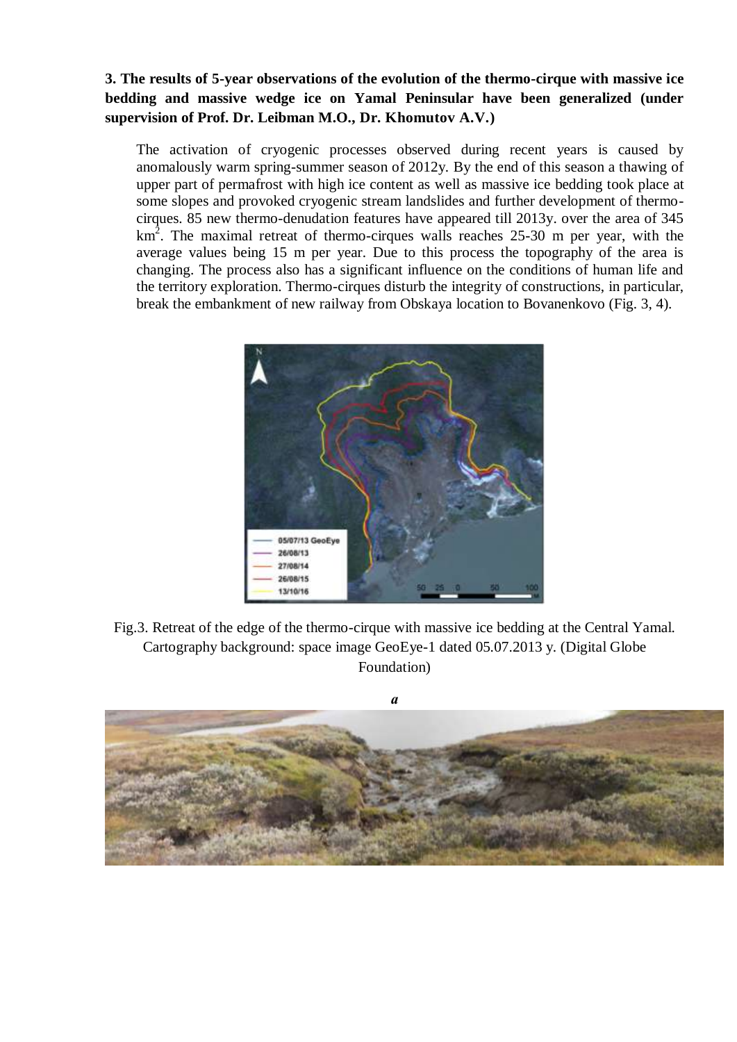**3. The results of 5-year observations of the evolution of the thermo-cirque with massive ice bedding and massive wedge ice on Yamal Peninsular have been generalized (under supervision of Prof. Dr. Leibman M.O., Dr. Khomutov A.V.)**

The activation of cryogenic processes observed during recent years is caused by anomalously warm spring-summer season of 2012y. By the end of this season a thawing of upper part of permafrost with high ice content as well as massive ice bedding took place at some slopes and provoked cryogenic stream landslides and further development of thermo-cirques. 85 new thermo-denudation features have appeared till 2013y. over the area of 345 km$^2$. The maximal retreat of thermo-cirques walls reaches 25-30 m per year, with the average values being 15 m per year. Due to this process the topography of the area is changing. The process also has a significant influence on the conditions of human life and the territory exploration. Thermo-cirques disturb the integrity of constructions, in particular, break the embankment of new railway from Obskaya location to Bovanenkovo (Fig. 3, 4).

Fig.3. Retreat of the edge of the thermo-cirque with massive ice bedding at the Central Yamal. Cartography background: space image GeoEye-1 dated 05.07.2013 y. (Digital Globe Foundation)

*a*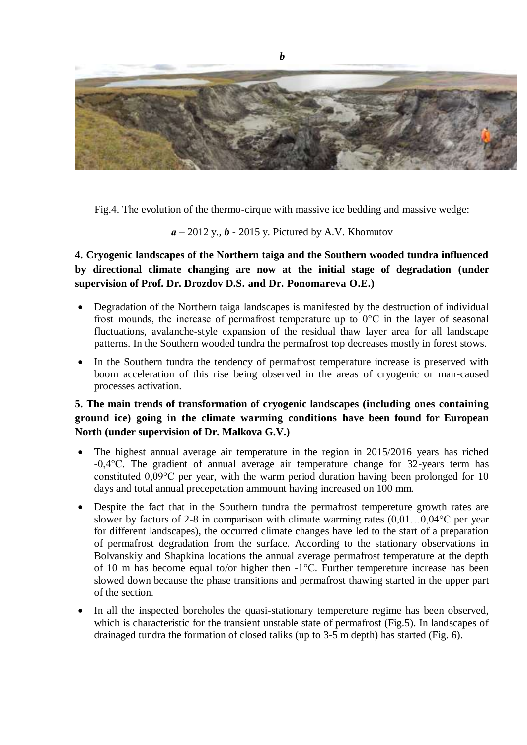*b*

Fig.4. The evolution of the thermo-cirque with massive ice bedding and massive wedge:

***a*** – 2012 y., ***b*** - 2015 y. Pictured by A.V. Khomutov

**4. Cryogenic landscapes of the Northern taiga and the Southern wooded tundra influenced by directional climate changing are now at the initial stage of degradation (under supervision of Prof. Dr. Drozdov D.S. and Dr. Ponomareva O.E.)**

- Degradation of the Northern taiga landscapes is manifested by the destruction of individual frost mounds, the increase of permafrost temperature up to 0°C in the layer of seasonal fluctuations, avalanche-style expansion of the residual thaw layer area for all landscape patterns. In the Southern wooded tundra the permafrost top decreases mostly in forest stows.
- In the Southern tundra the tendency of permafrost temperature increase is preserved with boom acceleration of this rise being observed in the areas of cryogenic or man-caused processes activation.

**5. The main trends of transformation of cryogenic landscapes (including ones containing ground ice) going in the climate warming conditions have been found for European North (under supervision of Dr. Malkova G.V.)**

- The highest annual average air temperature in the region in 2015/2016 years has riched -0,4°C. The gradient of annual average air temperature change for 32-years term has constituted 0,09°C per year, with the warm period duration having been prolonged for 10 days and total annual precepetation ammount having increased on 100 mm.
- Despite the fact that in the Southern tundra the permafrost tempereture growth rates are slower by factors of 2-8 in comparison with climate warming rates (0,01…0,04°C per year for different landscapes), the occurred climate changes have led to the start of a preparation of permafrost degradation from the surface. According to the stationary observations in Bolvanskiy and Shapkina locations the annual average permafrost temperature at the depth of 10 m has become equal to/or higher then -1°C. Further tempereture increase has been slowed down because the phase transitions and permafrost thawing started in the upper part of the section.
- In all the inspected boreholes the quasi-stationary tempereture regime has been observed, which is characteristic for the transient unstable state of permafrost (Fig.5). In landscapes of drainaged tundra the formation of closed taliks (up to 3-5 m depth) has started (Fig. 6).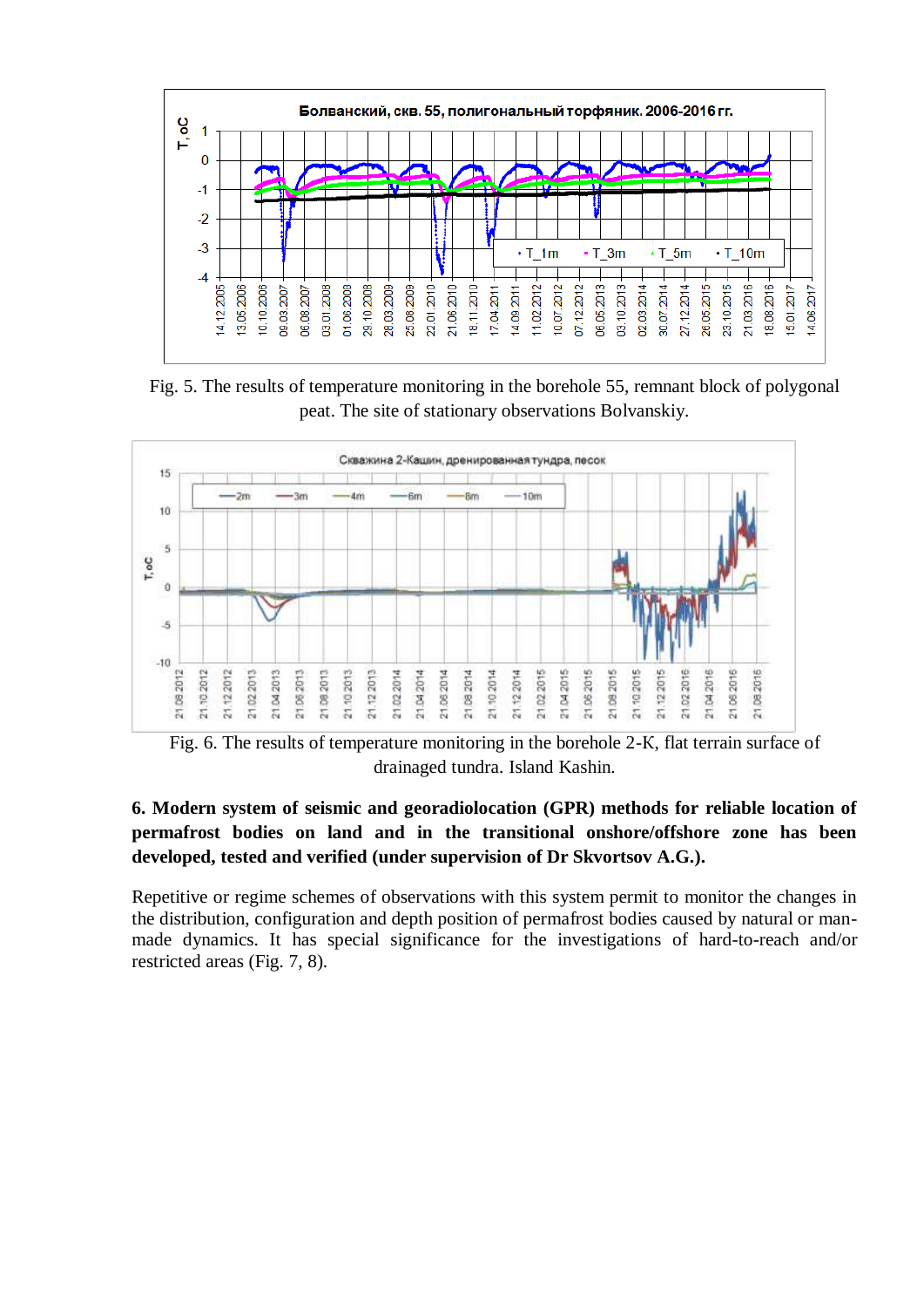Fig. 5. The results of temperature monitoring in the borehole 55, remnant block of polygonal peat. The site of stationary observations Bolvanskiy.

Fig. 6. The results of temperature monitoring in the borehole 2-K, flat terrain surface of drainaged tundra. Island Kashin.

**6. Modern system of seismic and georadiolocation (GPR) methods for reliable location of permafrost bodies on land and in the transitional onshore/offshore zone has been developed, tested and verified (under supervision of Dr Skvortsov A.G.).**

Repetitive or regime schemes of observations with this system permit to monitor the changes in the distribution, configuration and depth position of permafrost bodies caused by natural or man-made dynamics. It has special significance for the investigations of hard-to-reach and/or restricted areas (Fig. 7, 8).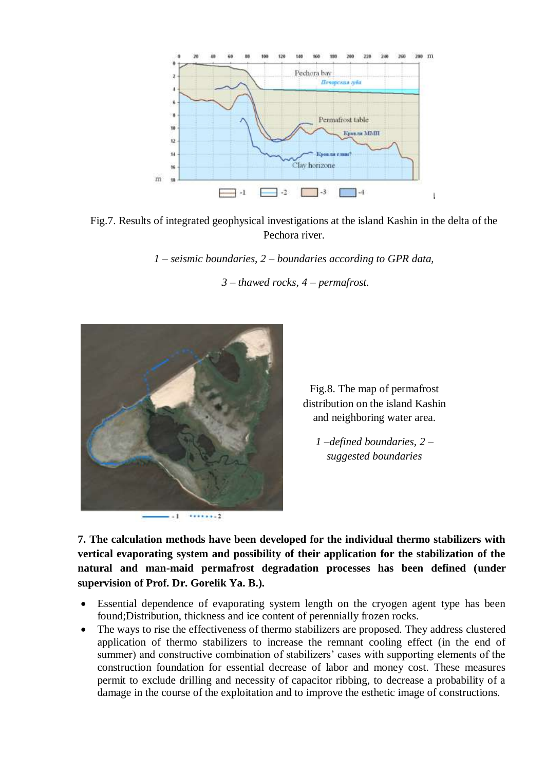Fig.7. Results of integrated geophysical investigations at the island Kashin in the delta of the Pechora river.

*1 – seismic boundaries, 2 – boundaries according to GPR data,*

*3 – thawed rocks, 4 – permafrost.*

Fig.8. The map of permafrost distribution on the island Kashin and neighboring water area.

*1 –defined boundaries, 2 – suggested boundaries*

**7. The calculation methods have been developed for the individual thermo stabilizers with vertical evaporating system and possibility of their application for the stabilization of the natural and man-maid permafrost degradation processes has been defined (under supervision of Prof. Dr. Gorelik Ya. B.).**

- Essential dependence of evaporating system length on the cryogen agent type has been found;Distribution, thickness and ice content of perennially frozen rocks.
- The ways to rise the effectiveness of thermo stabilizers are proposed. They address clustered application of thermo stabilizers to increase the remnant cooling effect (in the end of summer) and constructive combination of stabilizers' cases with supporting elements of the construction foundation for essential decrease of labor and money cost. These measures permit to exclude drilling and necessity of capacitor ribbing, to decrease a probability of a damage in the course of the exploitation and to improve the esthetic image of constructions.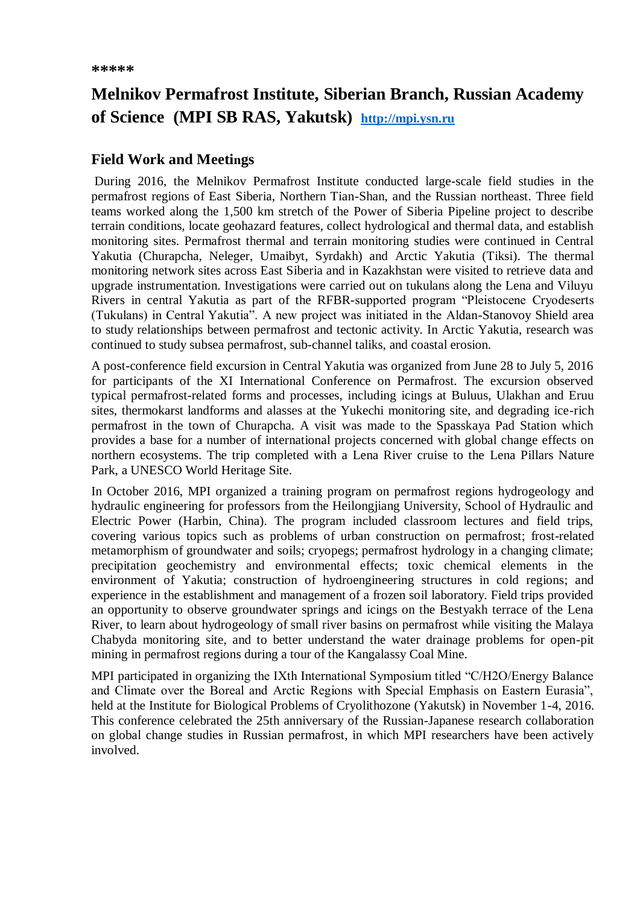*****

## Melnikov Permafrost Institute, Siberian Branch, Russian Academy of Science (MPI SB RAS, Yakutsk) http://mpi.ysn.ru

### Field Work and Meetings

During 2016, the Melnikov Permafrost Institute conducted large-scale field studies in the permafrost regions of East Siberia, Northern Tian-Shan, and the Russian northeast. Three field teams worked along the 1,500 km stretch of the Power of Siberia Pipeline project to describe terrain conditions, locate geohazard features, collect hydrological and thermal data, and establish monitoring sites. Permafrost thermal and terrain monitoring studies were continued in Central Yakutia (Churapcha, Neleger, Umaibyt, Syrdakh) and Arctic Yakutia (Tiksi). The thermal monitoring network sites across East Siberia and in Kazakhstan were visited to retrieve data and upgrade instrumentation. Investigations were carried out on tukulans along the Lena and Viluyu Rivers in central Yakutia as part of the RFBR-supported program "Pleistocene Cryodeserts (Tukulans) in Central Yakutia". A new project was initiated in the Aldan-Stanovoy Shield area to study relationships between permafrost and tectonic activity. In Arctic Yakutia, research was continued to study subsea permafrost, sub-channel taliks, and coastal erosion.

A post-conference field excursion in Central Yakutia was organized from June 28 to July 5, 2016 for participants of the XI International Conference on Permafrost. The excursion observed typical permafrost-related forms and processes, including icings at Buluus, Ulakhan and Eruu sites, thermokarst landforms and alasses at the Yukechi monitoring site, and degrading ice-rich permafrost in the town of Churapcha. A visit was made to the Spasskaya Pad Station which provides a base for a number of international projects concerned with global change effects on northern ecosystems. The trip completed with a Lena River cruise to the Lena Pillars Nature Park, a UNESCO World Heritage Site.

In October 2016, MPI organized a training program on permafrost regions hydrogeology and hydraulic engineering for professors from the Heilongjiang University, School of Hydraulic and Electric Power (Harbin, China). The program included classroom lectures and field trips, covering various topics such as problems of urban construction on permafrost; frost-related metamorphism of groundwater and soils; cryopegs; permafrost hydrology in a changing climate; precipitation geochemistry and environmental effects; toxic chemical elements in the environment of Yakutia; construction of hydroengineering structures in cold regions; and experience in the establishment and management of a frozen soil laboratory. Field trips provided an opportunity to observe groundwater springs and icings on the Bestyakh terrace of the Lena River, to learn about hydrogeology of small river basins on permafrost while visiting the Malaya Chabyda monitoring site, and to better understand the water drainage problems for open-pit mining in permafrost regions during a tour of the Kangalassy Coal Mine.

MPI participated in organizing the IXth International Symposium titled "C/H2O/Energy Balance and Climate over the Boreal and Arctic Regions with Special Emphasis on Eastern Eurasia", held at the Institute for Biological Problems of Cryolithozone (Yakutsk) in November 1-4, 2016. This conference celebrated the 25th anniversary of the Russian-Japanese research collaboration on global change studies in Russian permafrost, in which MPI researchers have been actively involved.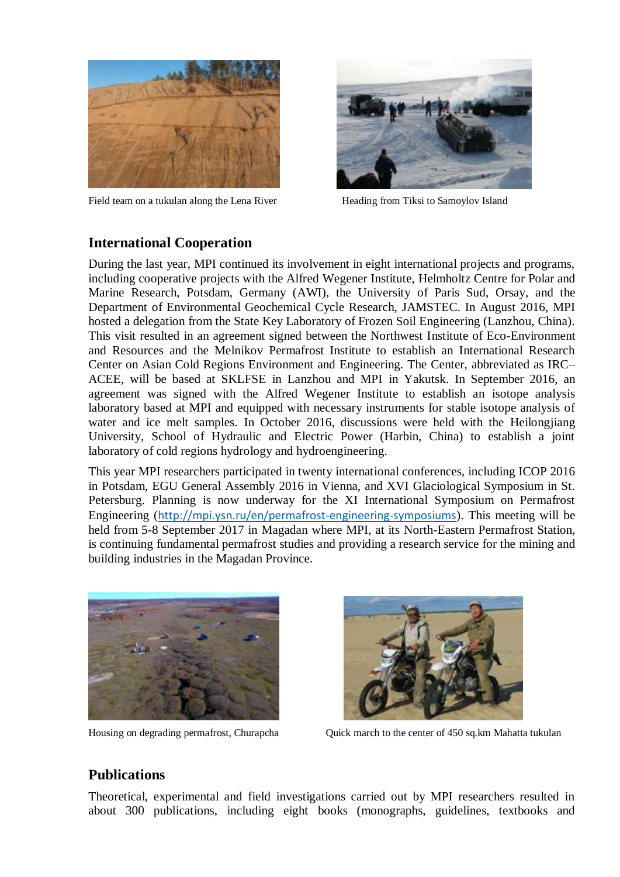Field team on a tukulan along the Lena River

Heading from Tiksi to Samoylov Island

## International Cooperation

During the last year, MPI continued its involvement in eight international projects and programs, including cooperative projects with the Alfred Wegener Institute, Helmholtz Centre for Polar and Marine Research, Potsdam, Germany (AWI), the University of Paris Sud, Orsay, and the Department of Environmental Geochemical Cycle Research, JAMSTEC. In August 2016, MPI hosted a delegation from the State Key Laboratory of Frozen Soil Engineering (Lanzhou, China). This visit resulted in an agreement signed between the Northwest Institute of Eco-Environment and Resources and the Melnikov Permafrost Institute to establish an International Research Center on Asian Cold Regions Environment and Engineering. The Center, abbreviated as IRC–ACEE, will be based at SKLFSE in Lanzhou and MPI in Yakutsk. In September 2016, an agreement was signed with the Alfred Wegener Institute to establish an isotope analysis laboratory based at MPI and equipped with necessary instruments for stable isotope analysis of water and ice melt samples. In October 2016, discussions were held with the Heilongjiang University, School of Hydraulic and Electric Power (Harbin, China) to establish a joint laboratory of cold regions hydrology and hydroengineering.

This year MPI researchers participated in twenty international conferences, including ICOP 2016 in Potsdam, EGU General Assembly 2016 in Vienna, and XVI Glaciological Symposium in St. Petersburg. Planning is now underway for the XI International Symposium on Permafrost Engineering (http://mpi.ysn.ru/en/permafrost-engineering-symposiums). This meeting will be held from 5-8 September 2017 in Magadan where MPI, at its North-Eastern Permafrost Station, is continuing fundamental permafrost studies and providing a research service for the mining and building industries in the Magadan Province.

Housing on degrading permafrost, Churapcha

Quick march to the center of 450 sq.km Mahatta tukulan

## Publications

Theoretical, experimental and field investigations carried out by MPI researchers resulted in about 300 publications, including eight books (monographs, guidelines, textbooks and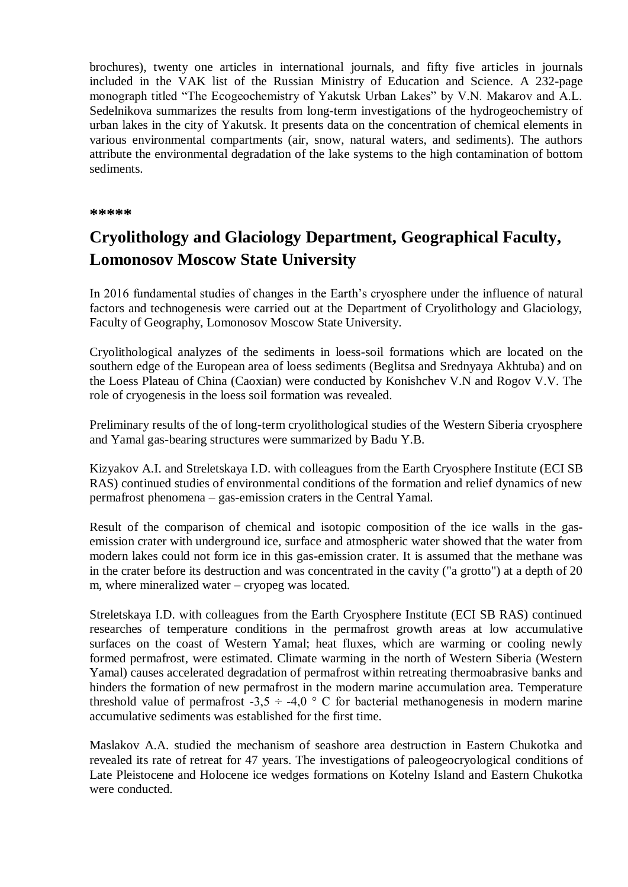brochures), twenty one articles in international journals, and fifty five articles in journals included in the VAK list of the Russian Ministry of Education and Science. A 232-page monograph titled "The Ecogeochemistry of Yakutsk Urban Lakes" by V.N. Makarov and A.L. Sedelnikova summarizes the results from long-term investigations of the hydrogeochemistry of urban lakes in the city of Yakutsk. It presents data on the concentration of chemical elements in various environmental compartments (air, snow, natural waters, and sediments). The authors attribute the environmental degradation of the lake systems to the high contamination of bottom sediments.

**\*\*\*\*\***

## Cryolithology and Glaciology Department, Geographical Faculty, Lomonosov Moscow State University

In 2016 fundamental studies of changes in the Earth's cryosphere under the influence of natural factors and technogenesis were carried out at the Department of Cryolithology and Glaciology, Faculty of Geography, Lomonosov Moscow State University.

Cryolithological analyzes of the sediments in loess-soil formations which are located on the southern edge of the European area of loess sediments (Beglitsa and Srednyaya Akhtuba) and on the Loess Plateau of China (Caoxian) were conducted by Konishchev V.N and Rogov V.V. The role of cryogenesis in the loess soil formation was revealed.

Preliminary results of the of long-term cryolithological studies of the Western Siberia cryosphere and Yamal gas-bearing structures were summarized by Badu Y.B.

Kizyakov A.I. and Streletskaya I.D. with colleagues from the Earth Cryosphere Institute (ECI SB RAS) continued studies of environmental conditions of the formation and relief dynamics of new permafrost phenomena – gas-emission craters in the Central Yamal.

Result of the comparison of chemical and isotopic composition of the ice walls in the gas-emission crater with underground ice, surface and atmospheric water showed that the water from modern lakes could not form ice in this gas-emission crater. It is assumed that the methane was in the crater before its destruction and was concentrated in the cavity ("a grotto") at a depth of 20 m, where mineralized water – cryopeg was located.

Streletskaya I.D. with colleagues from the Earth Cryosphere Institute (ECI SB RAS) continued researches of temperature conditions in the permafrost growth areas at low accumulative surfaces on the coast of Western Yamal; heat fluxes, which are warming or cooling newly formed permafrost, were estimated. Climate warming in the north of Western Siberia (Western Yamal) causes accelerated degradation of permafrost within retreating thermoabrasive banks and hinders the formation of new permafrost in the modern marine accumulation area. Temperature threshold value of permafrost -3,5 ÷ -4,0 ° C for bacterial methanogenesis in modern marine accumulative sediments was established for the first time.

Maslakov A.A. studied the mechanism of seashore area destruction in Eastern Chukotka and revealed its rate of retreat for 47 years. The investigations of paleogeocryological conditions of Late Pleistocene and Holocene ice wedges formations on Kotelny Island and Eastern Chukotka were conducted.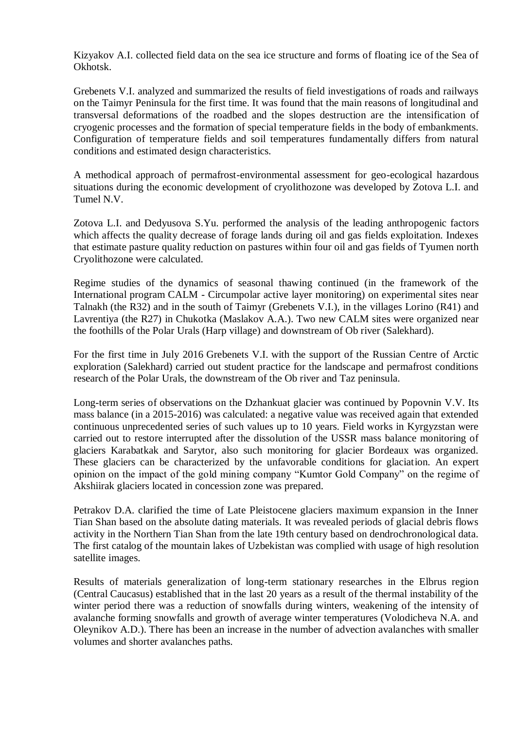Kizyakov A.I. collected field data on the sea ice structure and forms of floating ice of the Sea of Okhotsk.

Grebenets V.I. analyzed and summarized the results of field investigations of roads and railways on the Taimyr Peninsula for the first time. It was found that the main reasons of longitudinal and transversal deformations of the roadbed and the slopes destruction are the intensification of cryogenic processes and the formation of special temperature fields in the body of embankments. Configuration of temperature fields and soil temperatures fundamentally differs from natural conditions and estimated design characteristics.

A methodical approach of permafrost-environmental assessment for geo-ecological hazardous situations during the economic development of cryolithozone was developed by Zotova L.I. and Tumel N.V.

Zotova L.I. and Dedyusova S.Yu. performed the analysis of the leading anthropogenic factors which affects the quality decrease of forage lands during oil and gas fields exploitation. Indexes that estimate pasture quality reduction on pastures within four oil and gas fields of Tyumen north Cryolithozone were calculated.

Regime studies of the dynamics of seasonal thawing continued (in the framework of the International program CALM - Circumpolar active layer monitoring) on experimental sites near Talnakh (the R32) and in the south of Taimyr (Grebenets V.I.), in the villages Lorino (R41) and Lavrentiya (the R27) in Chukotka (Maslakov A.A.). Two new CALM sites were organized near the foothills of the Polar Urals (Harp village) and downstream of Ob river (Salekhard).

For the first time in July 2016 Grebenets V.I. with the support of the Russian Centre of Arctic exploration (Salekhard) carried out student practice for the landscape and permafrost conditions research of the Polar Urals, the downstream of the Ob river and Taz peninsula.

Long-term series of observations on the Dzhankuat glacier was continued by Popovnin V.V. Its mass balance (in a 2015-2016) was calculated: a negative value was received again that extended continuous unprecedented series of such values up to 10 years. Field works in Kyrgyzstan were carried out to restore interrupted after the dissolution of the USSR mass balance monitoring of glaciers Karabatkak and Sarytor, also such monitoring for glacier Bordeaux was organized. These glaciers can be characterized by the unfavorable conditions for glaciation. An expert opinion on the impact of the gold mining company “Kumtor Gold Company” on the regime of Akshiirak glaciers located in concession zone was prepared.

Petrakov D.A. clarified the time of Late Pleistocene glaciers maximum expansion in the Inner Tian Shan based on the absolute dating materials. It was revealed periods of glacial debris flows activity in the Northern Tian Shan from the late 19th century based on dendrochronological data. The first catalog of the mountain lakes of Uzbekistan was complied with usage of high resolution satellite images.

Results of materials generalization of long-term stationary researches in the Elbrus region (Central Caucasus) established that in the last 20 years as a result of the thermal instability of the winter period there was a reduction of snowfalls during winters, weakening of the intensity of avalanche forming snowfalls and growth of average winter temperatures (Volodicheva N.A. and Oleynikov A.D.). There has been an increase in the number of advection avalanches with smaller volumes and shorter avalanches paths.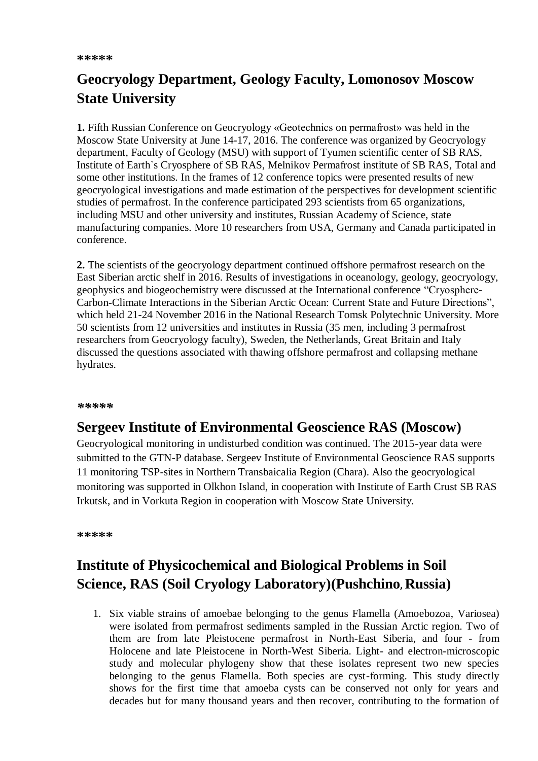*****

## Geocryology Department, Geology Faculty, Lomonosov Moscow State University

**1.** Fifth Russian Conference on Geocryology «Geotechnics on permafrost» was held in the Moscow State University at June 14-17, 2016. The conference was organized by Geocryology department, Faculty of Geology (MSU) with support of Tyumen scientific center of SB RAS, Institute of Earth`s Cryosphere of SB RAS, Melnikov Permafrost institute of SB RAS, Total and some other institutions. In the frames of 12 conference topics were presented results of new geocryological investigations and made estimation of the perspectives for development scientific studies of permafrost. In the conference participated 293 scientists from 65 organizations, including MSU and other university and institutes, Russian Academy of Science, state manufacturing companies. More 10 researchers from USA, Germany and Canada participated in conference.

**2.** The scientists of the geocryology department continued offshore permafrost research on the East Siberian arctic shelf in 2016. Results of investigations in oceanology, geology, geocryology, geophysics and biogeochemistry were discussed at the International conference "Cryosphere-Carbon-Climate Interactions in the Siberian Arctic Ocean: Current State and Future Directions", which held 21-24 November 2016 in the National Research Tomsk Polytechnic University. More 50 scientists from 12 universities and institutes in Russia (35 men, including 3 permafrost researchers from Geocryology faculty), Sweden, the Netherlands, Great Britain and Italy discussed the questions associated with thawing offshore permafrost and collapsing methane hydrates.

*****

## Sergeev Institute of Environmental Geoscience RAS (Moscow)

Geocryological monitoring in undisturbed condition was continued. The 2015-year data were submitted to the GTN-P database. Sergeev Institute of Environmental Geoscience RAS supports 11 monitoring TSP-sites in Northern Transbaicalia Region (Chara). Also the geocryological monitoring was supported in Olkhon Island, in cooperation with Institute of Earth Crust SB RAS Irkutsk, and in Vorkuta Region in cooperation with Moscow State University.

*****

## Institute of Physicochemical and Biological Problems in Soil Science, RAS (Soil Cryology Laboratory)(Pushchino, Russia)

1. Six viable strains of amoebae belonging to the genus Flamella (Amoebozoa, Variosea) were isolated from permafrost sediments sampled in the Russian Arctic region. Two of them are from late Pleistocene permafrost in North-East Siberia, and four - from Holocene and late Pleistocene in North-West Siberia. Light- and electron-microscopic study and molecular phylogeny show that these isolates represent two new species belonging to the genus Flamella. Both species are cyst-forming. This study directly shows for the first time that amoeba cysts can be conserved not only for years and decades but for many thousand years and then recover, contributing to the formation of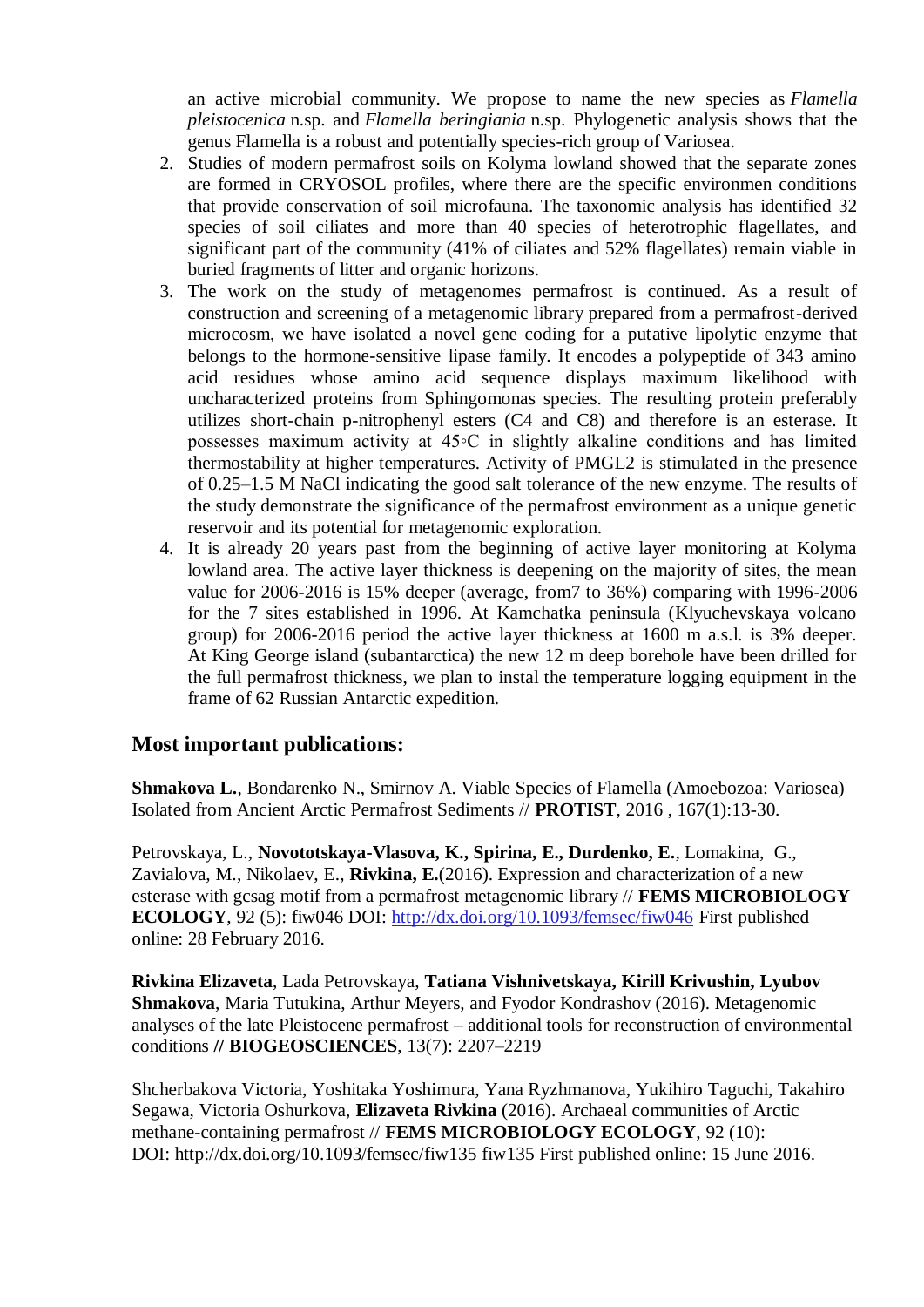an active microbial community. We propose to name the new species as *Flamella pleistocenica* n.sp. and *Flamella beringiania* n.sp. Phylogenetic analysis shows that the genus Flamella is a robust and potentially species-rich group of Variosea.

2. Studies of modern permafrost soils on Kolyma lowland showed that the separate zones are formed in CRYOSOL profiles, where there are the specific environmen conditions that provide conservation of soil microfauna. The taxonomic analysis has identified 32 species of soil ciliates and more than 40 species of heterotrophic flagellates, and significant part of the community (41% of ciliates and 52% flagellates) remain viable in buried fragments of litter and organic horizons.
3. The work on the study of metagenomes permafrost is continued. As a result of construction and screening of a metagenomic library prepared from a permafrost-derived microcosm, we have isolated a novel gene coding for a putative lipolytic enzyme that belongs to the hormone-sensitive lipase family. It encodes a polypeptide of 343 amino acid residues whose amino acid sequence displays maximum likelihood with uncharacterized proteins from Sphingomonas species. The resulting protein preferably utilizes short-chain p-nitrophenyl esters (C4 and C8) and therefore is an esterase. It possesses maximum activity at 45◦C in slightly alkaline conditions and has limited thermostability at higher temperatures. Activity of PMGL2 is stimulated in the presence of 0.25–1.5 M NaCl indicating the good salt tolerance of the new enzyme. The results of the study demonstrate the significance of the permafrost environment as a unique genetic reservoir and its potential for metagenomic exploration.
4. It is already 20 years past from the beginning of active layer monitoring at Kolyma lowland area. The active layer thickness is deepening on the majority of sites, the mean value for 2006-2016 is 15% deeper (average, from7 to 36%) comparing with 1996-2006 for the 7 sites established in 1996. At Kamchatka peninsula (Klyuchevskaya volcano group) for 2006-2016 period the active layer thickness at 1600 m a.s.l. is 3% deeper. At King George island (subantarctica) the new 12 m deep borehole have been drilled for the full permafrost thickness, we plan to instal the temperature logging equipment in the frame of 62 Russian Antarctic expedition.

## Most important publications:

**Shmakova L.**, Bondarenko N., Smirnov A. Viable Species of Flamella (Amoebozoa: Variosea) Isolated from Ancient Arctic Permafrost Sediments // **PROTIST**, 2016 , 167(1):13-30.

Petrovskaya, L., **Novototskaya-Vlasova, K., Spirina, E., Durdenko, E.**, Lomakina, G., Zavialova, M., Nikolaev, E., **Rivkina, E.**(2016). Expression and characterization of a new esterase with gcsag motif from a permafrost metagenomic library // **FEMS MICROBIOLOGY ECOLOGY**, 92 (5): fiw046 DOI: http://dx.doi.org/10.1093/femsec/fiw046 First published online: 28 February 2016.

**Rivkina Elizaveta**, Lada Petrovskaya, **Tatiana Vishnivetskaya, Kirill Krivushin, Lyubov Shmakova**, Maria Tutukina, Arthur Meyers, and Fyodor Kondrashov (2016). Metagenomic analyses of the late Pleistocene permafrost – additional tools for reconstruction of environmental conditions **// BIOGEOSCIENCES**, 13(7): 2207–2219

Shcherbakova Victoria, Yoshitaka Yoshimura, Yana Ryzhmanova, Yukihiro Taguchi, Takahiro Segawa, Victoria Oshurkova, **Elizaveta Rivkina** (2016). Archaeal communities of Arctic methane-containing permafrost // **FEMS MICROBIOLOGY ECOLOGY**, 92 (10): DOI: http://dx.doi.org/10.1093/femsec/fiw135 fiw135 First published online: 15 June 2016.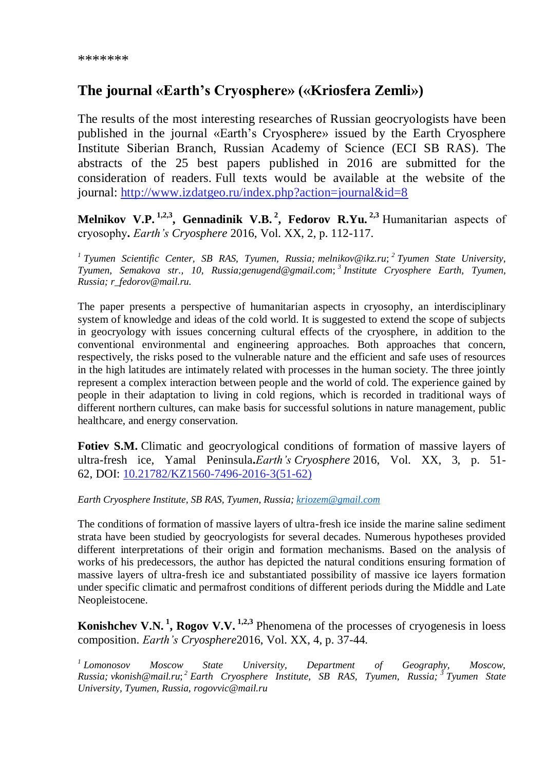*******

## The journal «Earth's Cryosphere» («Kriosfera Zemli»)

The results of the most interesting researches of Russian geocryologists have been published in the journal «Earth's Cryosphere» issued by the Earth Cryosphere Institute Siberian Branch, Russian Academy of Science (ECI SB RAS). The abstracts of the 25 best papers published in 2016 are submitted for the consideration of readers. Full texts would be available at the website of the journal: [http://www.izdatgeo.ru/index.php?action=journal&id=8](http://www.izdatgeo.ru/index.php?action=journal&id=8)

**Melnikov V.P.** [1,2,3]**, Gennadinik V.B.** [2]**, Fedorov R.Yu.** [2,3] Humanitarian aspects of cryosophy**.** *Earth's Cryosphere* 2016, Vol. XX, 2, p. 112-117.

*[1] Tyumen Scientific Center, SB RAS, Tyumen, Russia; melnikov@ikz.ru; [2] Tyumen State University, Tyumen, Semakova str., 10, Russia;genugend@gmail.com; [3] Institute Cryosphere Earth, Tyumen, Russia; r_fedorov@mail.ru.*

The paper presents a perspective of humanitarian aspects in cryosophy, an interdisciplinary system of knowledge and ideas of the cold world. It is suggested to extend the scope of subjects in geocryology with issues concerning cultural effects of the cryosphere, in addition to the conventional environmental and engineering approaches. Both approaches that concern, respectively, the risks posed to the vulnerable nature and the efficient and safe uses of resources in the high latitudes are intimately related with processes in the human society. The three jointly represent a complex interaction between people and the world of cold. The experience gained by people in their adaptation to living in cold regions, which is recorded in traditional ways of different northern cultures, can make basis for successful solutions in nature management, public healthcare, and energy conservation.

**Fotiev S.M.** Climatic and geocryological conditions of formation of massive layers of ultra-fresh ice, Yamal Peninsula**.***Earth's Cryosphere* 2016, Vol. XX, 3, p. 51-62, DOI: [10.21782/KZ1560-7496-2016-3(51-62)](10.21782/KZ1560-7496-2016-3(51-62))

*Earth Cryosphere Institute, SB RAS, Tyumen, Russia; [kriozem@gmail.com](mailto:kriozem@gmail.com)*

The conditions of formation of massive layers of ultra-fresh ice inside the marine saline sediment strata have been studied by geocryologists for several decades. Numerous hypotheses provided different interpretations of their origin and formation mechanisms. Based on the analysis of works of his predecessors, the author has depicted the natural conditions ensuring formation of massive layers of ultra-fresh ice and substantiated possibility of massive ice layers formation under specific climatic and permafrost conditions of different periods during the Middle and Late Neopleistocene.

**Konishchev V.N.** [1]**, Rogov V.V.** [1,2,3] Phenomena of the processes of cryogenesis in loess composition. *Earth's Cryosphere*2016, Vol. XX, 4, p. 37-44.

*[1] Lomonosov Moscow State University, Department of Geography, Moscow, Russia; vkonish@mail.ru; [2] Earth Cryosphere Institute, SB RAS, Tyumen, Russia; [3] Tyumen State University, Tyumen, Russia, rogovvic@mail.ru*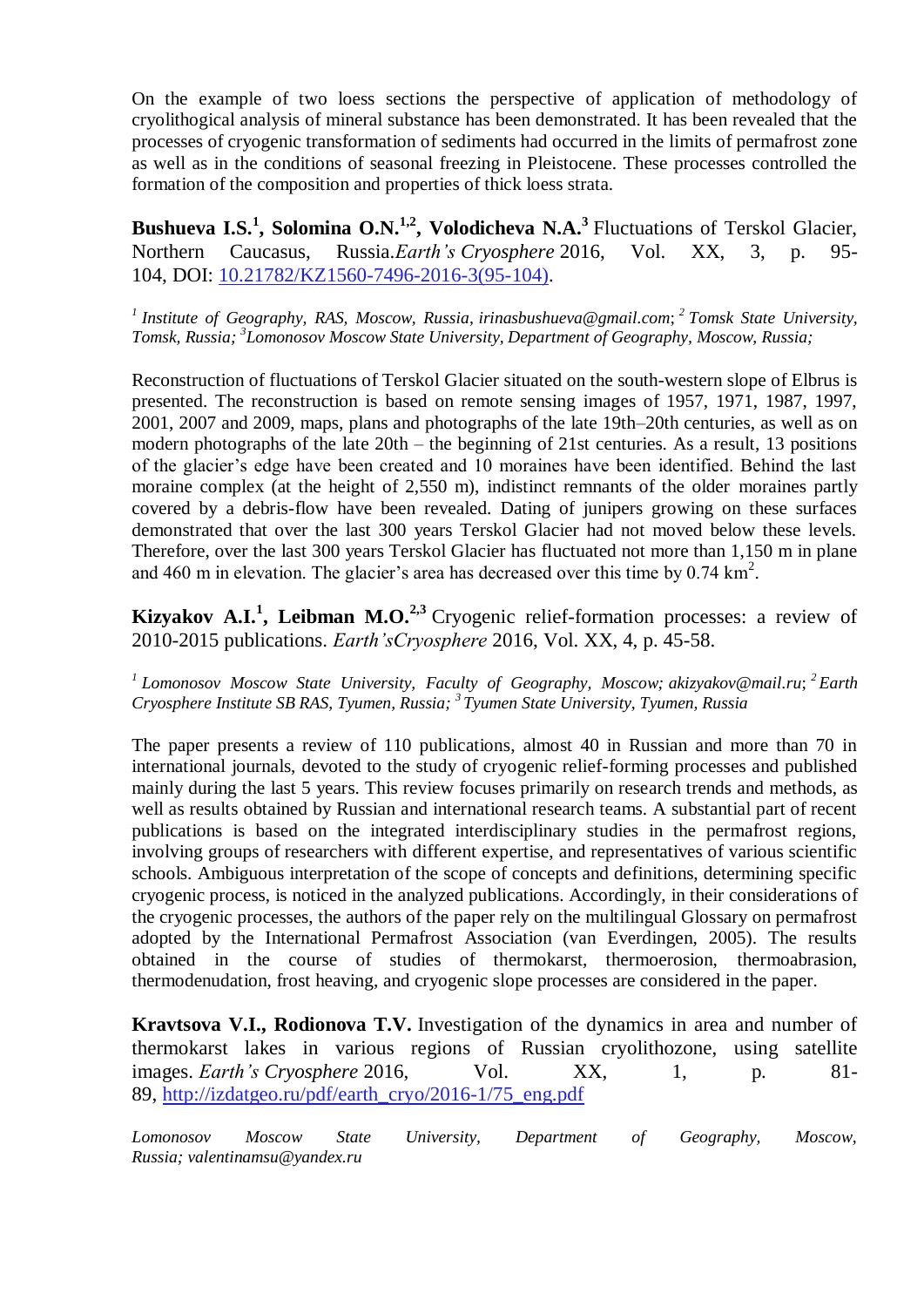On the example of two loess sections the perspective of application of methodology of cryolithogical analysis of mineral substance has been demonstrated. It has been revealed that the processes of cryogenic transformation of sediments had occurred in the limits of permafrost zone as well as in the conditions of seasonal freezing in Pleistocene. These processes controlled the formation of the composition and properties of thick loess strata.

**Bushueva I.S.[1], Solomina O.N.[1,2], Volodicheva N.A.[3]** Fluctuations of Terskol Glacier, Northern Caucasus, Russia.*Earth's Cryosphere* 2016, Vol. XX, 3, p. 95-104, DOI: [10.21782/KZ1560-7496-2016-3(95-104)](10.21782/KZ1560-7496-2016-3(95-104)).

*[1] Institute of Geography, RAS, Moscow, Russia, irinasbushueva@gmail.com; [2] Tomsk State University, Tomsk, Russia; [3] Lomonosov Moscow State University, Department of Geography, Moscow, Russia;*

Reconstruction of fluctuations of Terskol Glacier situated on the south-western slope of Elbrus is presented. The reconstruction is based on remote sensing images of 1957, 1971, 1987, 1997, 2001, 2007 and 2009, maps, plans and photographs of the late 19th–20th centuries, as well as on modern photographs of the late 20th – the beginning of 21st centuries. As a result, 13 positions of the glacier's edge have been created and 10 moraines have been identified. Behind the last moraine complex (at the height of 2,550 m), indistinct remnants of the older moraines partly covered by a debris-flow have been revealed. Dating of junipers growing on these surfaces demonstrated that over the last 300 years Terskol Glacier had not moved below these levels. Therefore, over the last 300 years Terskol Glacier has fluctuated not more than 1,150 m in plane and 460 m in elevation. The glacier's area has decreased over this time by 0.74 km$^2$.

**Kizyakov A.I.[1], Leibman M.O.[2,3]** Cryogenic relief-formation processes: a review of 2010-2015 publications. *Earth'sCryosphere* 2016, Vol. XX, 4, p. 45-58.

*[1] Lomonosov Moscow State University, Faculty of Geography, Moscow; akizyakov@mail.ru; [2] Earth Cryosphere Institute SB RAS, Tyumen, Russia; [3] Tyumen State University, Tyumen, Russia*

The paper presents a review of 110 publications, almost 40 in Russian and more than 70 in international journals, devoted to the study of cryogenic relief-forming processes and published mainly during the last 5 years. This review focuses primarily on research trends and methods, as well as results obtained by Russian and international research teams. A substantial part of recent publications is based on the integrated interdisciplinary studies in the permafrost regions, involving groups of researchers with different expertise, and representatives of various scientific schools. Ambiguous interpretation of the scope of concepts and definitions, determining specific cryogenic process, is noticed in the analyzed publications. Accordingly, in their considerations of the cryogenic processes, the authors of the paper rely on the multilingual Glossary on permafrost adopted by the International Permafrost Association (van Everdingen, 2005). The results obtained in the course of studies of thermokarst, thermoerosion, thermoabrasion, thermodenudation, frost heaving, and cryogenic slope processes are considered in the paper.

**Kravtsova V.I., Rodionova T.V.** Investigation of the dynamics in area and number of thermokarst lakes in various regions of Russian cryolithozone, using satellite images. *Earth's Cryosphere* 2016, Vol. XX, 1, p. 81-89, [http://izdatgeo.ru/pdf/earth_cryo/2016-1/75_eng.pdf](http://izdatgeo.ru/pdf/earth_cryo/2016-1/75_eng.pdf)

*Lomonosov Moscow State University, Department of Geography, Moscow, Russia; valentinamsu@yandex.ru*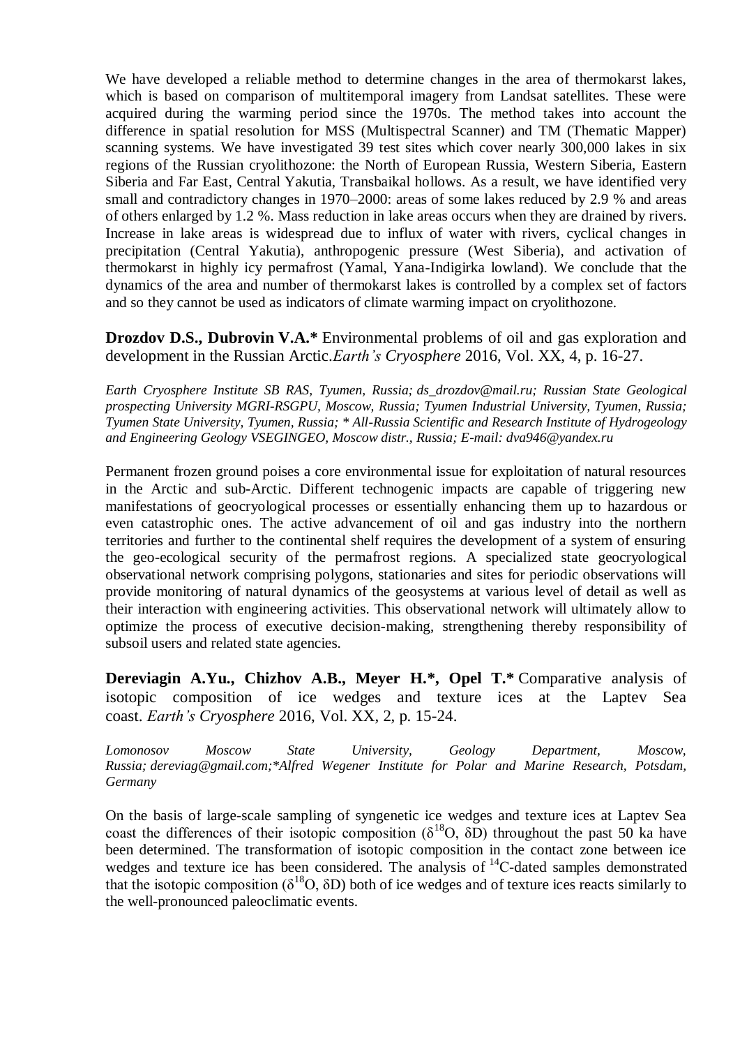We have developed a reliable method to determine changes in the area of thermokarst lakes, which is based on comparison of multitemporal imagery from Landsat satellites. These were acquired during the warming period since the 1970s. The method takes into account the difference in spatial resolution for MSS (Multispectral Scanner) and TM (Thematic Mapper) scanning systems. We have investigated 39 test sites which cover nearly 300,000 lakes in six regions of the Russian cryolithozone: the North of European Russia, Western Siberia, Eastern Siberia and Far East, Central Yakutia, Transbaikal hollows. As a result, we have identified very small and contradictory changes in 1970–2000: areas of some lakes reduced by 2.9 % and areas of others enlarged by 1.2 %. Mass reduction in lake areas occurs when they are drained by rivers. Increase in lake areas is widespread due to influx of water with rivers, cyclical changes in precipitation (Central Yakutia), anthropogenic pressure (West Siberia), and activation of thermokarst in highly icy permafrost (Yamal, Yana-Indigirka lowland). We conclude that the dynamics of the area and number of thermokarst lakes is controlled by a complex set of factors and so they cannot be used as indicators of climate warming impact on cryolithozone.

**Drozdov D.S., Dubrovin V.A.*** Environmental problems of oil and gas exploration and development in the Russian Arctic.*Earth's Cryosphere* 2016, Vol. XX, 4, p. 16-27.

*Earth Cryosphere Institute SB RAS, Tyumen, Russia; ds_drozdov@mail.ru; Russian State Geological prospecting University MGRI-RSGPU, Moscow, Russia; Tyumen Industrial University, Tyumen, Russia; Tyumen State University, Tyumen, Russia; * All-Russia Scientific and Research Institute of Hydrogeology and Engineering Geology VSEGINGEO, Moscow distr., Russia; E-mail: dva946@yandex.ru*

Permanent frozen ground poises a core environmental issue for exploitation of natural resources in the Arctic and sub-Arctic. Different technogenic impacts are capable of triggering new manifestations of geocryological processes or essentially enhancing them up to hazardous or even catastrophic ones. The active advancement of oil and gas industry into the northern territories and further to the continental shelf requires the development of a system of ensuring the geo-ecological security of the permafrost regions. A specialized state geocryological observational network comprising polygons, stationaries and sites for periodic observations will provide monitoring of natural dynamics of the geosystems at various level of detail as well as their interaction with engineering activities. This observational network will ultimately allow to optimize the process of executive decision-making, strengthening thereby responsibility of subsoil users and related state agencies.

**Dereviagin A.Yu., Chizhov A.B., Meyer H.*, Opel T.*** Comparative analysis of isotopic composition of ice wedges and texture ices at the Laptev Sea coast. *Earth's Cryosphere* 2016, Vol. XX, 2, p. 15-24.

*Lomonosov Moscow State University, Geology Department, Moscow, Russia; dereviag@gmail.com;*Alfred Wegener Institute for Polar and Marine Research, Potsdam, Germany*

On the basis of large-scale sampling of syngenetic ice wedges and texture ices at Laptev Sea coast the differences of their isotopic composition ($\delta^{18}O$, $\delta D$) throughout the past 50 ka have been determined. The transformation of isotopic composition in the contact zone between ice wedges and texture ice has been considered. The analysis of $^{14}C$-dated samples demonstrated that the isotopic composition ($\delta^{18}O$, $\delta D$) both of ice wedges and of texture ices reacts similarly to the well-pronounced paleoclimatic events.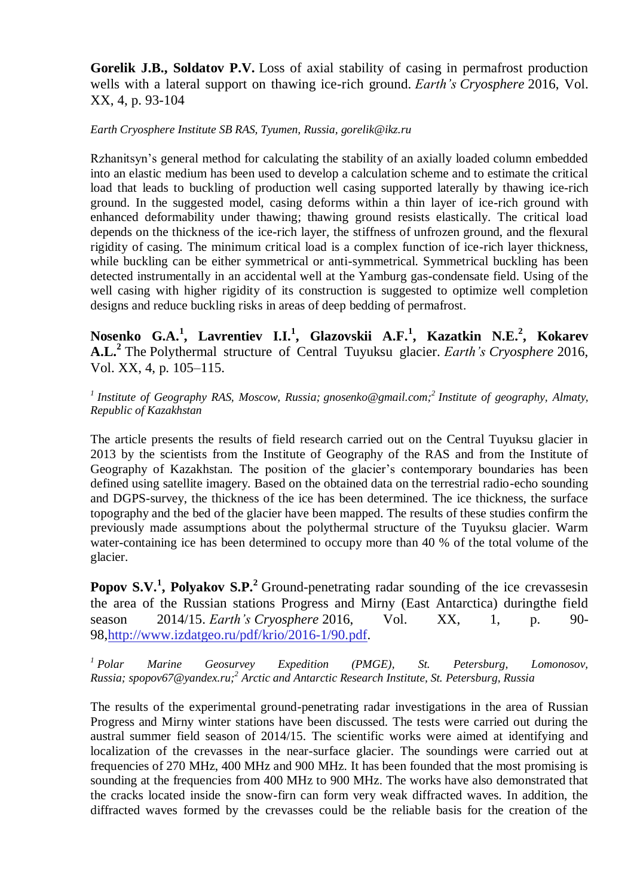**Gorelik J.B., Soldatov P.V.** Loss of axial stability of casing in permafrost production wells with a lateral support on thawing ice-rich ground. *Earth's Cryosphere* 2016, Vol. XX, 4, p. 93-104

*Earth Cryosphere Institute SB RAS, Tyumen, Russia, gorelik@ikz.ru*

Rzhanitsyn's general method for calculating the stability of an axially loaded column embedded into an elastic medium has been used to develop a calculation scheme and to estimate the critical load that leads to buckling of production well casing supported laterally by thawing ice-rich ground. In the suggested model, casing deforms within a thin layer of ice-rich ground with enhanced deformability under thawing; thawing ground resists elastically. The critical load depends on the thickness of the ice-rich layer, the stiffness of unfrozen ground, and the flexural rigidity of casing. The minimum critical load is a complex function of ice-rich layer thickness, while buckling can be either symmetrical or anti-symmetrical. Symmetrical buckling has been detected instrumentally in an accidental well at the Yamburg gas-condensate field. Using of the well casing with higher rigidity of its construction is suggested to optimize well completion designs and reduce buckling risks in areas of deep bedding of permafrost.

**Nosenko G.A.[1], Lavrentiev I.I.[1], Glazovskii A.F.[1], Kazatkin N.E.[2], Kokarev A.L.[2]** The Polythermal structure of Central Tuyuksu glacier. *Earth's Cryosphere* 2016, Vol. XX, 4, p. 105–115.

*[1] Institute of Geography RAS, Moscow, Russia; gnosenko@gmail.com;[2] Institute of geography, Almaty, Republic of Kazakhstan*

The article presents the results of field research carried out on the Central Tuyuksu glacier in 2013 by the scientists from the Institute of Geography of the RAS and from the Institute of Geography of Kazakhstan. The position of the glacier's contemporary boundaries has been defined using satellite imagery. Based on the obtained data on the terrestrial radio-echo sounding and DGPS-survey, the thickness of the ice has been determined. The ice thickness, the surface topography and the bed of the glacier have been mapped. The results of these studies confirm the previously made assumptions about the polythermal structure of the Tuyuksu glacier. Warm water-containing ice has been determined to occupy more than 40 % of the total volume of the glacier.

**Popov S.V.[1], Polyakov S.P.[2]** Ground-penetrating radar sounding of the ice crevassesin the area of the Russian stations Progress and Mirny (East Antarctica) duringthe field season 2014/15. *Earth's Cryosphere* 2016, Vol. XX, 1, p. 90-98,http://www.izdatgeo.ru/pdf/krio/2016-1/90.pdf.

*[1] Polar Marine Geosurvey Expedition (PMGE), St. Petersburg, Lomonosov, Russia; spopov67@yandex.ru;[2] Arctic and Antarctic Research Institute, St. Petersburg, Russia*

The results of the experimental ground-penetrating radar investigations in the area of Russian Progress and Mirny winter stations have been discussed. The tests were carried out during the austral summer field season of 2014/15. The scientific works were aimed at identifying and localization of the crevasses in the near-surface glacier. The soundings were carried out at frequencies of 270 MHz, 400 MHz and 900 MHz. It has been founded that the most promising is sounding at the frequencies from 400 MHz to 900 MHz. The works have also demonstrated that the cracks located inside the snow-firn can form very weak diffracted waves. In addition, the diffracted waves formed by the crevasses could be the reliable basis for the creation of the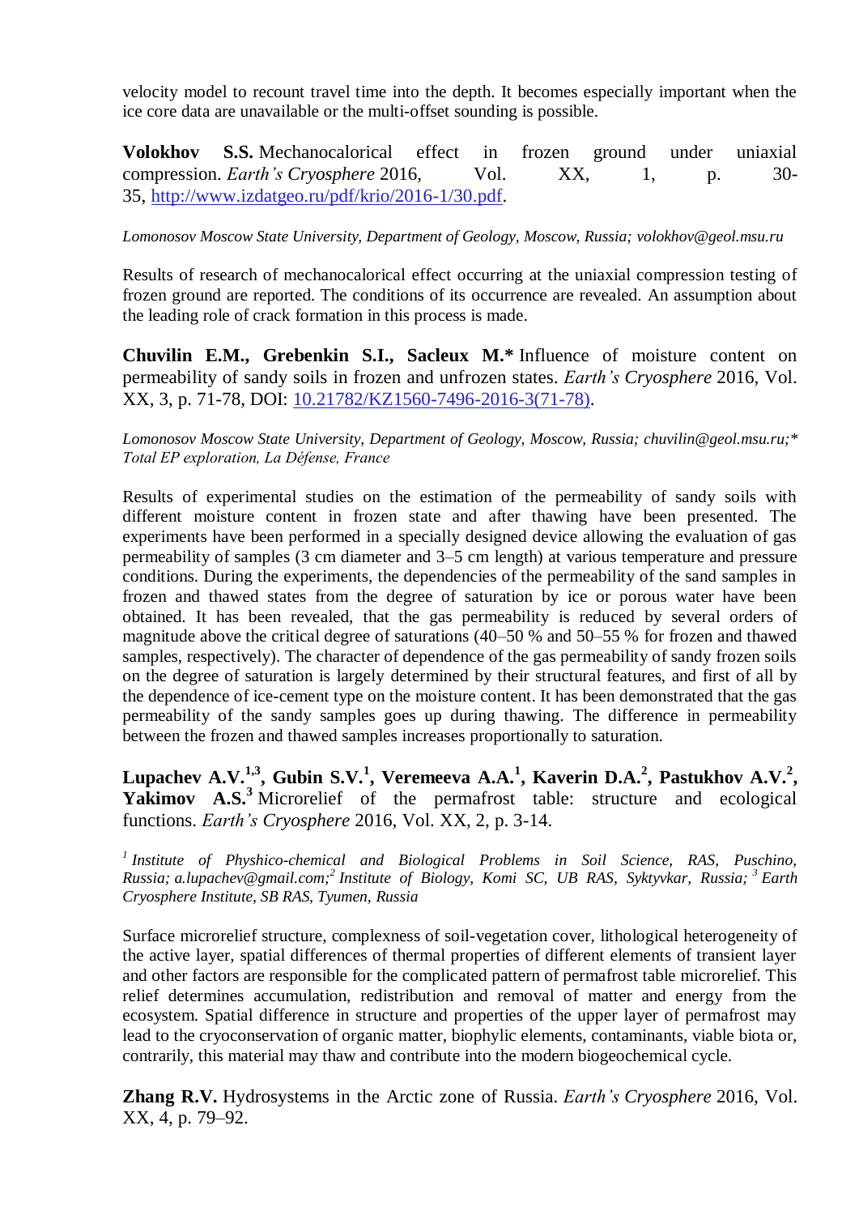velocity model to recount travel time into the depth. It becomes especially important when the ice core data are unavailable or the multi-offset sounding is possible.

**Volokhov S.S.** Mechanocalorical effect in frozen ground under uniaxial compression. *Earth's Cryosphere* 2016, Vol. XX, 1, p. 30-35, [http://www.izdatgeo.ru/pdf/krio/2016-1/30.pdf](http://www.izdatgeo.ru/pdf/krio/2016-1/30.pdf).

*Lomonosov Moscow State University, Department of Geology, Moscow, Russia; volokhov@geol.msu.ru*

Results of research of mechanocalorical effect occurring at the uniaxial compression testing of frozen ground are reported. The conditions of its occurrence are revealed. An assumption about the leading role of crack formation in this process is made.

**Chuvilin E.M., Grebenkin S.I., Sacleux M.*** Influence of moisture content on permeability of sandy soils in frozen and unfrozen states. *Earth's Cryosphere* 2016, Vol. XX, 3, p. 71-78, DOI: [10.21782/KZ1560-7496-2016-3(71-78)](10.21782/KZ1560-7496-2016-3(71-78)).

*Lomonosov Moscow State University, Department of Geology, Moscow, Russia; chuvilin@geol.msu.ru;\* Total EP exploration, La Défense, France*

Results of experimental studies on the estimation of the permeability of sandy soils with different moisture content in frozen state and after thawing have been presented. The experiments have been performed in a specially designed device allowing the evaluation of gas permeability of samples (3 cm diameter and 3–5 cm length) at various temperature and pressure conditions. During the experiments, the dependencies of the permeability of the sand samples in frozen and thawed states from the degree of saturation by ice or porous water have been obtained. It has been revealed, that the gas permeability is reduced by several orders of magnitude above the critical degree of saturations (40–50 % and 50–55 % for frozen and thawed samples, respectively). The character of dependence of the gas permeability of sandy frozen soils on the degree of saturation is largely determined by their structural features, and first of all by the dependence of ice-cement type on the moisture content. It has been demonstrated that the gas permeability of the sandy samples goes up during thawing. The difference in permeability between the frozen and thawed samples increases proportionally to saturation.

**Lupachev A.V.[1,3], Gubin S.V.[1], Veremeeva A.A.[1], Kaverin D.A.[2], Pastukhov A.V.[2], Yakimov A.S.[3]** Microrelief of the permafrost table: structure and ecological functions. *Earth's Cryosphere* 2016, Vol. XX, 2, p. 3-14.

*[1] Institute of Physico-chemical and Biological Problems in Soil Science, RAS, Puschino, Russia; a.lupachev@gmail.com; [2] Institute of Biology, Komi SC, UB RAS, Syktyvkar, Russia; [3] Earth Cryosphere Institute, SB RAS, Tyumen, Russia*

Surface microrelief structure, complexness of soil-vegetation cover, lithological heterogeneity of the active layer, spatial differences of thermal properties of different elements of transient layer and other factors are responsible for the complicated pattern of permafrost table microrelief. This relief determines accumulation, redistribution and removal of matter and energy from the ecosystem. Spatial difference in structure and properties of the upper layer of permafrost may lead to the cryoconservation of organic matter, biophylic elements, contaminants, viable biota or, contrarily, this material may thaw and contribute into the modern biogeochemical cycle.

**Zhang R.V.** Hydrosystems in the Arctic zone of Russia. *Earth's Cryosphere* 2016, Vol. XX, 4, p. 79–92.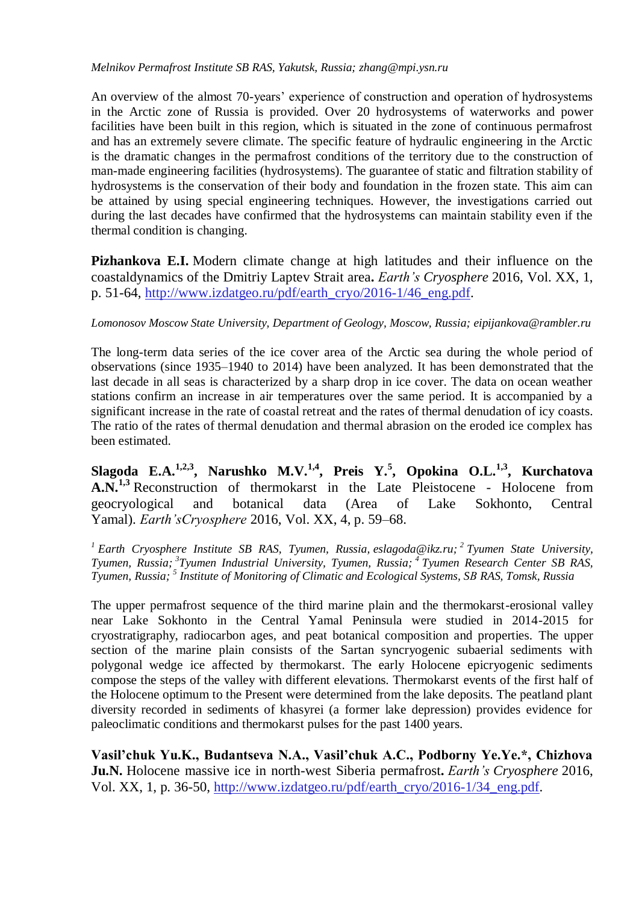*Melnikov Permafrost Institute SB RAS, Yakutsk, Russia; zhang@mpi.ysn.ru*

An overview of the almost 70-years' experience of construction and operation of hydrosystems in the Arctic zone of Russia is provided. Over 20 hydrosystems of waterworks and power facilities have been built in this region, which is situated in the zone of continuous permafrost and has an extremely severe climate. The specific feature of hydraulic engineering in the Arctic is the dramatic changes in the permafrost conditions of the territory due to the construction of man-made engineering facilities (hydrosystems). The guarantee of static and filtration stability of hydrosystems is the conservation of their body and foundation in the frozen state. This aim can be attained by using special engineering techniques. However, the investigations carried out during the last decades have confirmed that the hydrosystems can maintain stability even if the thermal condition is changing.

**Pizhankova E.I.** Modern climate change at high latitudes and their influence on the coastaldynamics of the Dmitriy Laptev Strait area**.** *Earth's Cryosphere* 2016, Vol. XX, 1, p. 51-64, http://www.izdatgeo.ru/pdf/earth_cryo/2016-1/46_eng.pdf.

*Lomonosov Moscow State University, Department of Geology, Moscow, Russia; eipijankova@rambler.ru*

The long-term data series of the ice cover area of the Arctic sea during the whole period of observations (since 1935–1940 to 2014) have been analyzed. It has been demonstrated that the last decade in all seas is characterized by a sharp drop in ice cover. The data on ocean weather stations confirm an increase in air temperatures over the same period. It is accompanied by a significant increase in the rate of coastal retreat and the rates of thermal denudation of icy coasts. The ratio of the rates of thermal denudation and thermal abrasion on the eroded ice complex has been estimated.

**Slagoda E.A.[1,2,3], Narushko M.V.[1,4], Preis Y.[5], Opokina O.L.[1,3], Kurchatova A.N.[1,3]** Reconstruction of thermokarst in the Late Pleistocene - Holocene from geocryological and botanical data (Area of Lake Sokhonto, Central Yamal). *Earth'sCryosphere* 2016, Vol. XX, 4, p. 59–68.

*[1] Earth Cryosphere Institute SB RAS, Tyumen, Russia, eslagoda@ikz.ru; [2] Tyumen State University, Tyumen, Russia; [3]Tyumen Industrial University, Tyumen, Russia; [4] Tyumen Research Center SB RAS, Tyumen, Russia; [5] Institute of Monitoring of Climatic and Ecological Systems, SB RAS, Tomsk, Russia*

The upper permafrost sequence of the third marine plain and the thermokarst-erosional valley near Lake Sokhonto in the Central Yamal Peninsula were studied in 2014-2015 for cryostratigraphy, radiocarbon ages, and peat botanical composition and properties. The upper section of the marine plain consists of the Sartan syncryogenic subaerial sediments with polygonal wedge ice affected by thermokarst. The early Holocene epicryogenic sediments compose the steps of the valley with different elevations. Thermokarst events of the first half of the Holocene optimum to the Present were determined from the lake deposits. The peatland plant diversity recorded in sediments of khasyrei (a former lake depression) provides evidence for paleoclimatic conditions and thermokarst pulses for the past 1400 years.

**Vasil'chuk Yu.K., Budantseva N.A., Vasil'chuk A.C., Podborny Ye.Ye.*, Chizhova Ju.N.** Holocene massive ice in north-west Siberia permafrost**.** *Earth's Cryosphere* 2016, Vol. XX, 1, p. 36-50, http://www.izdatgeo.ru/pdf/earth_cryo/2016-1/34_eng.pdf.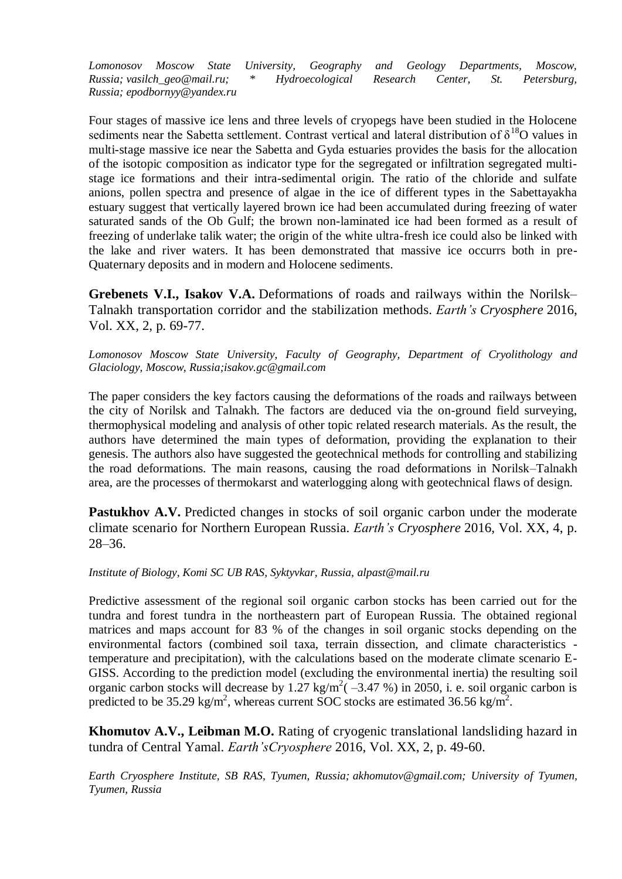*Lomonosov Moscow State University, Geography and Geology Departments, Moscow, Russia; vasilch_geo@mail.ru; \* Hydroecological Research Center, St. Petersburg, Russia; epodbornyy@yandex.ru*

Four stages of massive ice lens and three levels of cryopegs have been studied in the Holocene sediments near the Sabetta settlement. Contrast vertical and lateral distribution of $\delta^{18}O$ values in multi-stage massive ice near the Sabetta and Gyda estuaries provides the basis for the allocation of the isotopic composition as indicator type for the segregated or infiltration segregated multi-stage ice formations and their intra-sedimental origin. The ratio of the chloride and sulfate anions, pollen spectra and presence of algae in the ice of different types in the Sabettayakha estuary suggest that vertically layered brown ice had been accumulated during freezing of water saturated sands of the Ob Gulf; the brown non-laminated ice had been formed as a result of freezing of underlake talik water; the origin of the white ultra-fresh ice could also be linked with the lake and river waters. It has been demonstrated that massive ice occurrs both in pre-Quaternary deposits and in modern and Holocene sediments.

**Grebenets V.I., Isakov V.A.** Deformations of roads and railways within the Norilsk–Talnakh transportation corridor and the stabilization methods. *Earth's Cryosphere* 2016, Vol. XX, 2, p. 69-77.

*Lomonosov Moscow State University, Faculty of Geography, Department of Cryolithology and Glaciology, Moscow, Russia;isakov.gc@gmail.com*

The paper considers the key factors causing the deformations of the roads and railways between the city of Norilsk and Talnakh. The factors are deduced via the on-ground field surveying, thermophysical modeling and analysis of other topic related research materials. As the result, the authors have determined the main types of deformation, providing the explanation to their genesis. The authors also have suggested the geotechnical methods for controlling and stabilizing the road deformations. The main reasons, causing the road deformations in Norilsk–Talnakh area, are the processes of thermokarst and waterlogging along with geotechnical flaws of design.

**Pastukhov A.V.** Predicted changes in stocks of soil organic carbon under the moderate climate scenario for Northern European Russia. *Earth's Cryosphere* 2016, Vol. XX, 4, p. 28–36.

*Institute of Biology, Komi SC UB RAS, Syktyvkar, Russia, alpast@mail.ru*

Predictive assessment of the regional soil organic carbon stocks has been carried out for the tundra and forest tundra in the northeastern part of European Russia. The obtained regional matrices and maps account for 83 % of the changes in soil organic stocks depending on the environmental factors (combined soil taxa, terrain dissection, and climate characteristics - temperature and precipitation), with the calculations based on the moderate climate scenario E-GISS. According to the prediction model (excluding the environmental inertia) the resulting soil organic carbon stocks will decrease by 1.27 kg/$m^2$( –3.47 %) in 2050, i. e. soil organic carbon is predicted to be 35.29 kg/$m^2$, whereas current SOC stocks are estimated 36.56 kg/$m^2$.

**Khomutov A.V., Leibman M.O.** Rating of cryogenic translational landsliding hazard in tundra of Central Yamal. *Earth'sCryosphere* 2016, Vol. XX, 2, p. 49-60.

*Earth Cryosphere Institute, SB RAS, Tyumen, Russia; akhomutov@gmail.com; University of Tyumen, Tyumen, Russia*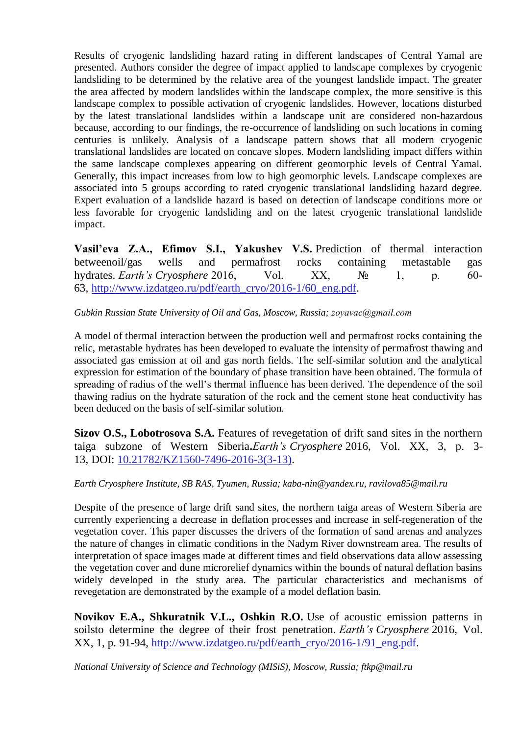Results of cryogenic landsliding hazard rating in different landscapes of Central Yamal are presented. Authors consider the degree of impact applied to landscape complexes by cryogenic landsliding to be determined by the relative area of the youngest landslide impact. The greater the area affected by modern landslides within the landscape complex, the more sensitive is this landscape complex to possible activation of cryogenic landslides. However, locations disturbed by the latest translational landslides within a landscape unit are considered non-hazardous because, according to our findings, the re-occurrence of landsliding on such locations in coming centuries is unlikely. Analysis of a landscape pattern shows that all modern cryogenic translational landslides are located on concave slopes. Modern landsliding impact differs within the same landscape complexes appearing on different geomorphic levels of Central Yamal. Generally, this impact increases from low to high geomorphic levels. Landscape complexes are associated into 5 groups according to rated cryogenic translational landsliding hazard degree. Expert evaluation of a landslide hazard is based on detection of landscape conditions more or less favorable for cryogenic landsliding and on the latest cryogenic translational landslide impact.

**Vasil'eva Z.A., Efimov S.I., Yakushev V.S.** Prediction of thermal interaction betweenoil/gas wells and permafrost rocks containing metastable gas hydrates. *Earth's Cryosphere* 2016, Vol. XX, № 1, p. 60-63, http://www.izdatgeo.ru/pdf/earth_cryo/2016-1/60_eng.pdf.

*Gubkin Russian State University of Oil and Gas, Moscow, Russia; zoyavac@gmail.com*

A model of thermal interaction between the production well and permafrost rocks containing the relic, metastable hydrates has been developed to evaluate the intensity of permafrost thawing and associated gas emission at oil and gas north fields. The self-similar solution and the analytical expression for estimation of the boundary of phase transition have been obtained. The formula of spreading of radius of the well's thermal influence has been derived. The dependence of the soil thawing radius on the hydrate saturation of the rock and the cement stone heat conductivity has been deduced on the basis of self-similar solution.

**Sizov O.S., Lobotrosova S.A.** Features of revegetation of drift sand sites in the northern taiga subzone of Western Siberia**.***Earth's Cryosphere* 2016, Vol. XX, 3, p. 3-13, DOI: 10.21782/KZ1560-7496-2016-3(3-13).

*Earth Cryosphere Institute, SB RAS, Tyumen, Russia; kaba-nin@yandex.ru, ravilova85@mail.ru*

Despite of the presence of large drift sand sites, the northern taiga areas of Western Siberia are currently experiencing a decrease in deflation processes and increase in self-regeneration of the vegetation cover. This paper discusses the drivers of the formation of sand arenas and analyzes the nature of changes in climatic conditions in the Nadym River downstream area. The results of interpretation of space images made at different times and field observations data allow assessing the vegetation cover and dune microrelief dynamics within the bounds of natural deflation basins widely developed in the study area. The particular characteristics and mechanisms of revegetation are demonstrated by the example of a model deflation basin.

**Novikov E.A., Shkuratnik V.L., Oshkin R.O.** Use of acoustic emission patterns in soilsto determine the degree of their frost penetration. *Earth's Cryosphere* 2016, Vol. XX, 1, p. 91-94, http://www.izdatgeo.ru/pdf/earth_cryo/2016-1/91_eng.pdf.

*National University of Science and Technology (MISiS), Moscow, Russia; ftkp@mail.ru*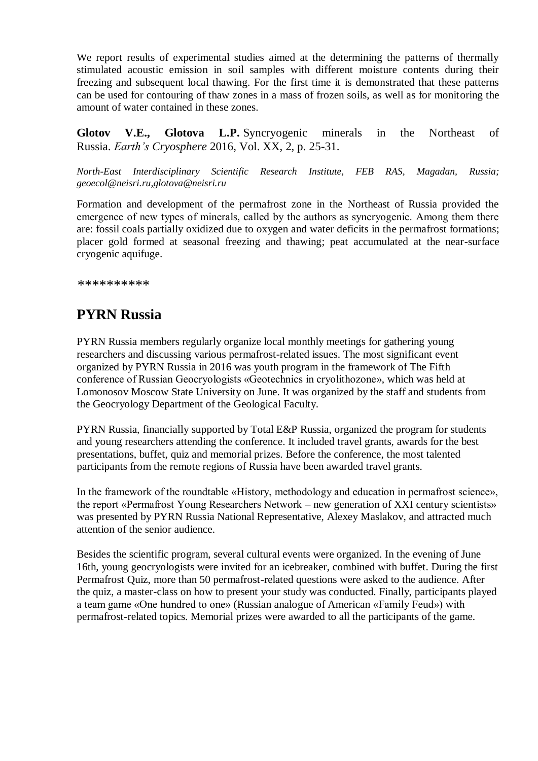We report results of experimental studies aimed at the determining the patterns of thermally stimulated acoustic emission in soil samples with different moisture contents during their freezing and subsequent local thawing. For the first time it is demonstrated that these patterns can be used for contouring of thaw zones in a mass of frozen soils, as well as for monitoring the amount of water contained in these zones.

**Glotov V.E., Glotova L.P.** Syncryogenic minerals in the Northeast of Russia. *Earth's Cryosphere* 2016, Vol. XX, 2, p. 25-31.

*North-East Interdisciplinary Scientific Research Institute, FEB RAS, Magadan, Russia; geoecol@neisri.ru,glotova@neisri.ru*

Formation and development of the permafrost zone in the Northeast of Russia provided the emergence of new types of minerals, called by the authors as syncryogenic. Among them there are: fossil coals partially oxidized due to oxygen and water deficits in the permafrost formations; placer gold formed at seasonal freezing and thawing; peat accumulated at the near-surface cryogenic aquifuge.

**********

## PYRN Russia

PYRN Russia members regularly organize local monthly meetings for gathering young researchers and discussing various permafrost-related issues. The most significant event organized by PYRN Russia in 2016 was youth program in the framework of The Fifth conference of Russian Geocryologists «Geotechnics in cryolithozone», which was held at Lomonosov Moscow State University on June. It was organized by the staff and students from the Geocryology Department of the Geological Faculty.

PYRN Russia, financially supported by Total E&P Russia, organized the program for students and young researchers attending the conference. It included travel grants, awards for the best presentations, buffet, quiz and memorial prizes. Before the conference, the most talented participants from the remote regions of Russia have been awarded travel grants.

In the framework of the roundtable «History, methodology and education in permafrost science», the report «Permafrost Young Researchers Network – new generation of XXI century scientists» was presented by PYRN Russia National Representative, Alexey Maslakov, and attracted much attention of the senior audience.

Besides the scientific program, several cultural events were organized. In the evening of June 16th, young geocryologists were invited for an icebreaker, combined with buffet. During the first Permafrost Quiz, more than 50 permafrost-related questions were asked to the audience. After the quiz, a master-class on how to present your study was conducted. Finally, participants played a team game «One hundred to one» (Russian analogue of American «Family Feud») with permafrost-related topics. Memorial prizes were awarded to all the participants of the game.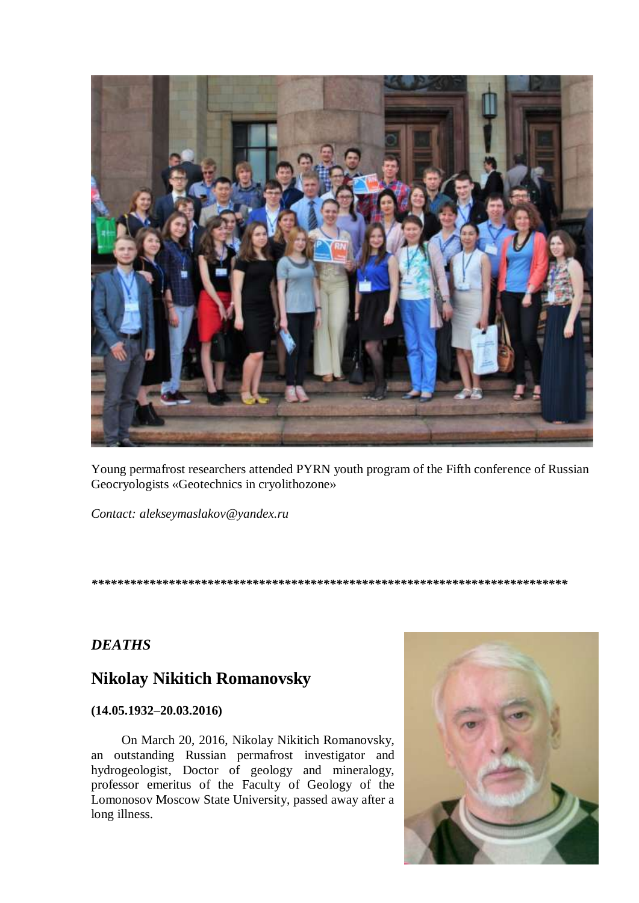Young permafrost researchers attended PYRN youth program of the Fifth conference of Russian Geocryologists «Geotechnics in cryolithozone»

*Contact: alekseymaslakov@yandex.ru*

***************************************************************************

### *DEATHS*

## Nikolay Nikitich Romanovsky

**(14.05.1932–20.03.2016)**

On March 20, 2016, Nikolay Nikitich Romanovsky, an outstanding Russian permafrost investigator and hydrogeologist, Doctor of geology and mineralogy, professor emeritus of the Faculty of Geology of the Lomonosov Moscow State University, passed away after a long illness.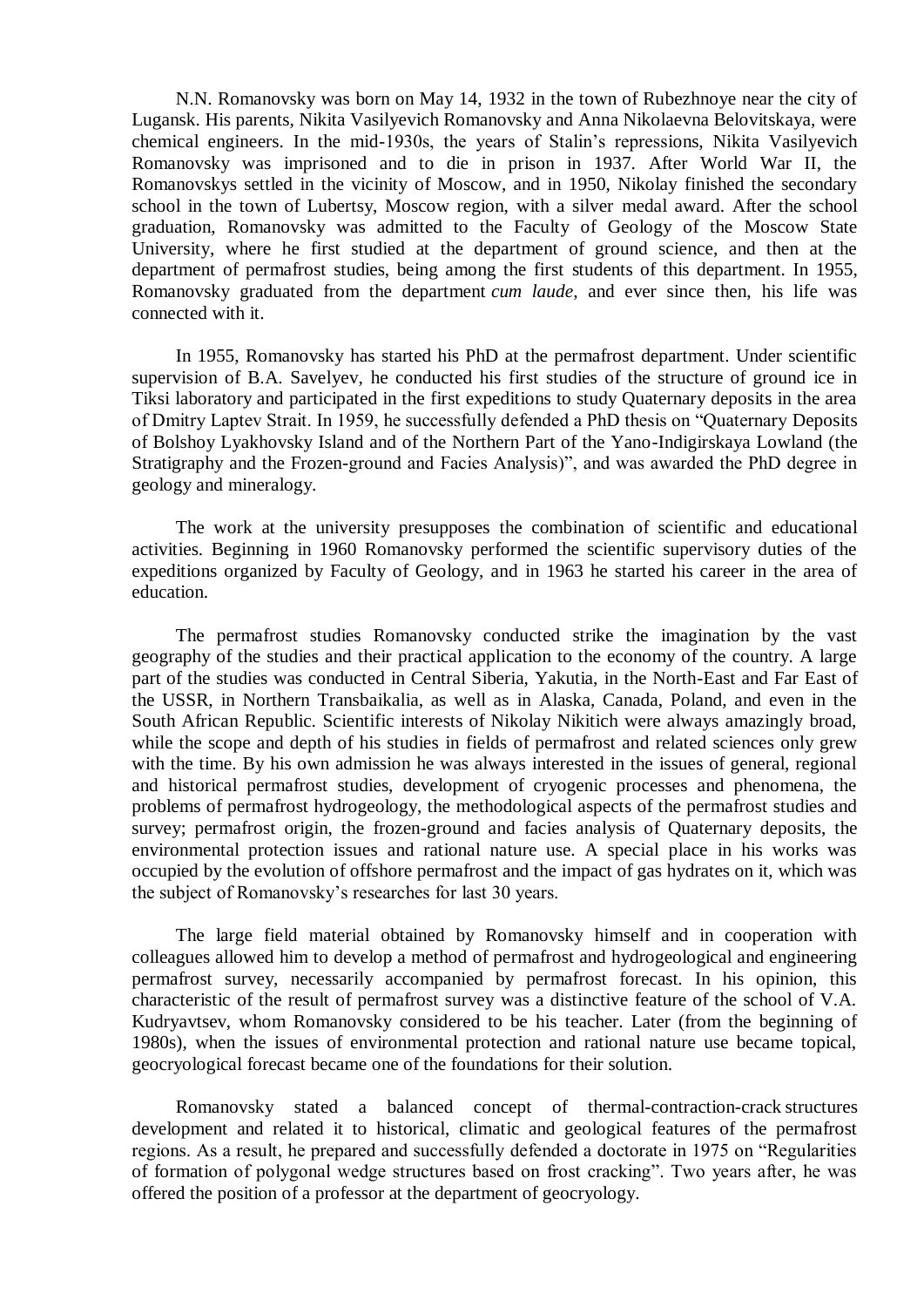N.N. Romanovsky was born on May 14, 1932 in the town of Rubezhnoye near the city of Lugansk. His parents, Nikita Vasilyevich Romanovsky and Anna Nikolaevna Belovitskaya, were chemical engineers. In the mid-1930s, the years of Stalin's repressions, Nikita Vasilyevich Romanovsky was imprisoned and to die in prison in 1937. After World War II, the Romanovskys settled in the vicinity of Moscow, and in 1950, Nikolay finished the secondary school in the town of Lubertsy, Moscow region, with a silver medal award. After the school graduation, Romanovsky was admitted to the Faculty of Geology of the Moscow State University, where he first studied at the department of ground science, and then at the department of permafrost studies, being among the first students of this department. In 1955, Romanovsky graduated from the department *cum laude*, and ever since then, his life was connected with it.

In 1955, Romanovsky has started his PhD at the permafrost department. Under scientific supervision of B.A. Savelyev, he conducted his first studies of the structure of ground ice in Tiksi laboratory and participated in the first expeditions to study Quaternary deposits in the area of Dmitry Laptev Strait. In 1959, he successfully defended a PhD thesis on "Quaternary Deposits of Bolshoy Lyakhovsky Island and of the Northern Part of the Yano-Indigirskaya Lowland (the Stratigraphy and the Frozen-ground and Facies Analysis)", and was awarded the PhD degree in geology and mineralogy.

The work at the university presupposes the combination of scientific and educational activities. Beginning in 1960 Romanovsky performed the scientific supervisory duties of the expeditions organized by Faculty of Geology, and in 1963 he started his career in the area of education.

The permafrost studies Romanovsky conducted strike the imagination by the vast geography of the studies and their practical application to the economy of the country. A large part of the studies was conducted in Central Siberia, Yakutia, in the North-East and Far East of the USSR, in Northern Transbaikalia, as well as in Alaska, Canada, Poland, and even in the South African Republic. Scientific interests of Nikolay Nikitich were always amazingly broad, while the scope and depth of his studies in fields of permafrost and related sciences only grew with the time. By his own admission he was always interested in the issues of general, regional and historical permafrost studies, development of cryogenic processes and phenomena, the problems of permafrost hydrogeology, the methodological aspects of the permafrost studies and survey; permafrost origin, the frozen-ground and facies analysis of Quaternary deposits, the environmental protection issues and rational nature use. A special place in his works was occupied by the evolution of offshore permafrost and the impact of gas hydrates on it, which was the subject of Romanovsky's researches for last 30 years.

The large field material obtained by Romanovsky himself and in cooperation with colleagues allowed him to develop a method of permafrost and hydrogeological and engineering permafrost survey, necessarily accompanied by permafrost forecast. In his opinion, this characteristic of the result of permafrost survey was a distinctive feature of the school of V.A. Kudryavtsev, whom Romanovsky considered to be his teacher. Later (from the beginning of 1980s), when the issues of environmental protection and rational nature use became topical, geocryological forecast became one of the foundations for their solution.

Romanovsky stated a balanced concept of thermal-contraction-crack structures development and related it to historical, climatic and geological features of the permafrost regions. As a result, he prepared and successfully defended a doctorate in 1975 on "Regularities of formation of polygonal wedge structures based on frost cracking". Two years after, he was offered the position of a professor at the department of geocryology.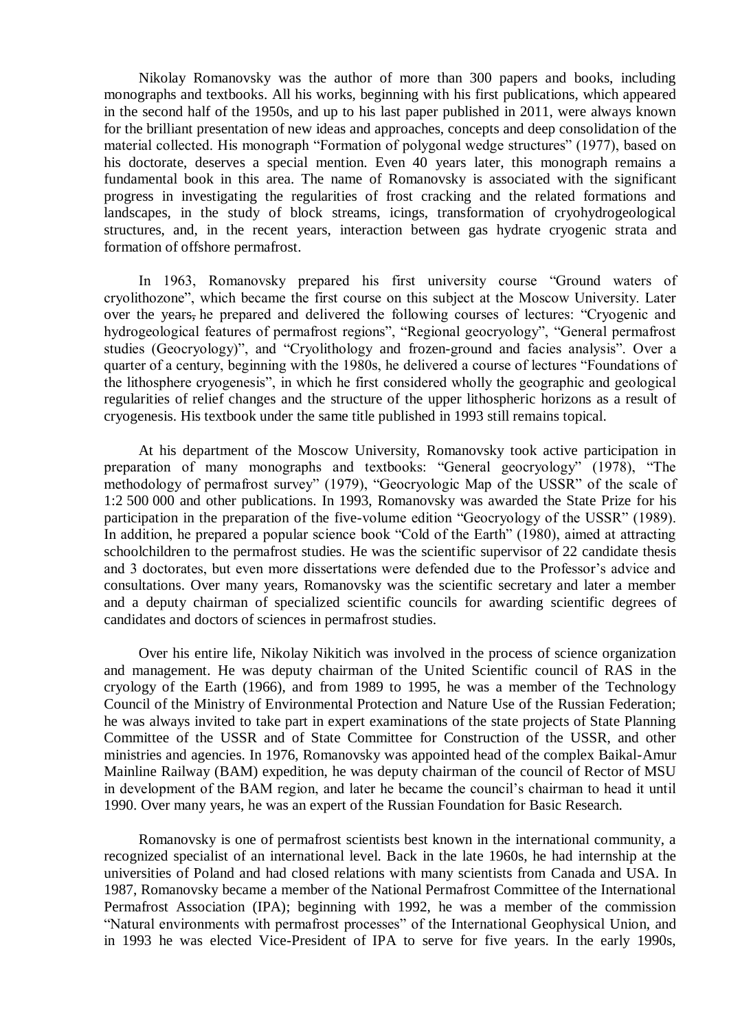Nikolay Romanovsky was the author of more than 300 papers and books, including monographs and textbooks. All his works, beginning with his first publications, which appeared in the second half of the 1950s, and up to his last paper published in 2011, were always known for the brilliant presentation of new ideas and approaches, concepts and deep consolidation of the material collected. His monograph “Formation of polygonal wedge structures” (1977), based on his doctorate, deserves a special mention. Even 40 years later, this monograph remains a fundamental book in this area. The name of Romanovsky is associated with the significant progress in investigating the regularities of frost cracking and the related formations and landscapes, in the study of block streams, icings, transformation of cryohydrogeological structures, and, in the recent years, interaction between gas hydrate cryogenic strata and formation of offshore permafrost.

In 1963, Romanovsky prepared his first university course “Ground waters of cryolithozone”, which became the first course on this subject at the Moscow University. Later over the years, he prepared and delivered the following courses of lectures: “Cryogenic and hydrogeological features of permafrost regions”, “Regional geocryology”, “General permafrost studies (Geocryology)”, and “Cryolithology and frozen-ground and facies analysis”. Over a quarter of a century, beginning with the 1980s, he delivered a course of lectures “Foundations of the lithosphere cryogenesis”, in which he first considered wholly the geographic and geological regularities of relief changes and the structure of the upper lithospheric horizons as a result of cryogenesis. His textbook under the same title published in 1993 still remains topical.

At his department of the Moscow University, Romanovsky took active participation in preparation of many monographs and textbooks: “General geocryology” (1978), “The methodology of permafrost survey” (1979), “Geocryologic Map of the USSR” of the scale of 1:2 500 000 and other publications. In 1993, Romanovsky was awarded the State Prize for his participation in the preparation of the five-volume edition “Geocryology of the USSR” (1989). In addition, he prepared a popular science book “Cold of the Earth” (1980), aimed at attracting schoolchildren to the permafrost studies. He was the scientific supervisor of 22 candidate thesis and 3 doctorates, but even more dissertations were defended due to the Professor’s advice and consultations. Over many years, Romanovsky was the scientific secretary and later a member and a deputy chairman of specialized scientific councils for awarding scientific degrees of candidates and doctors of sciences in permafrost studies.

Over his entire life, Nikolay Nikitich was involved in the process of science organization and management. He was deputy chairman of the United Scientific council of RAS in the cryology of the Earth (1966), and from 1989 to 1995, he was a member of the Technology Council of the Ministry of Environmental Protection and Nature Use of the Russian Federation; he was always invited to take part in expert examinations of the state projects of State Planning Committee of the USSR and of State Committee for Construction of the USSR, and other ministries and agencies. In 1976, Romanovsky was appointed head of the complex Baikal-Amur Mainline Railway (BAM) expedition, he was deputy chairman of the council of Rector of MSU in development of the BAM region, and later he became the council’s chairman to head it until 1990. Over many years, he was an expert of the Russian Foundation for Basic Research.

Romanovsky is one of permafrost scientists best known in the international community, a recognized specialist of an international level. Back in the late 1960s, he had internship at the universities of Poland and had closed relations with many scientists from Canada and USA. In 1987, Romanovsky became a member of the National Permafrost Committee of the International Permafrost Association (IPA); beginning with 1992, he was a member of the commission “Natural environments with permafrost processes” of the International Geophysical Union, and in 1993 he was elected Vice-President of IPA to serve for five years. In the early 1990s,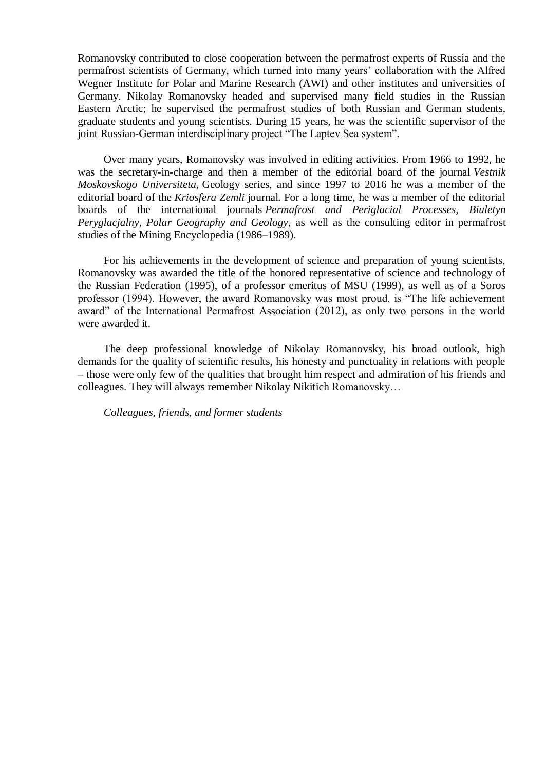Romanovsky contributed to close cooperation between the permafrost experts of Russia and the permafrost scientists of Germany, which turned into many years' collaboration with the Alfred Wegner Institute for Polar and Marine Research (AWI) and other institutes and universities of Germany. Nikolay Romanovsky headed and supervised many field studies in the Russian Eastern Arctic; he supervised the permafrost studies of both Russian and German students, graduate students and young scientists. During 15 years, he was the scientific supervisor of the joint Russian-German interdisciplinary project "The Laptev Sea system".

Over many years, Romanovsky was involved in editing activities. From 1966 to 1992, he was the secretary-in-charge and then a member of the editorial board of the journal *Vestnik Moskovskogo Universiteta*, Geology series, and since 1997 to 2016 he was a member of the editorial board of the *Kriosfera Zemli* journal. For a long time, he was a member of the editorial boards of the international journals *Permafrost and Periglacial Processes, Biuletyn Peryglacjalny, Polar Geography and Geology*, as well as the consulting editor in permafrost studies of the Mining Encyclopedia (1986–1989).

For his achievements in the development of science and preparation of young scientists, Romanovsky was awarded the title of the honored representative of science and technology of the Russian Federation (1995), of a professor emeritus of MSU (1999), as well as of a Soros professor (1994). However, the award Romanovsky was most proud, is "The life achievement award" of the International Permafrost Association (2012), as only two persons in the world were awarded it.

The deep professional knowledge of Nikolay Romanovsky, his broad outlook, high demands for the quality of scientific results, his honesty and punctuality in relations with people – those were only few of the qualities that brought him respect and admiration of his friends and colleagues. They will always remember Nikolay Nikitich Romanovsky…

*Colleagues, friends, and former students*